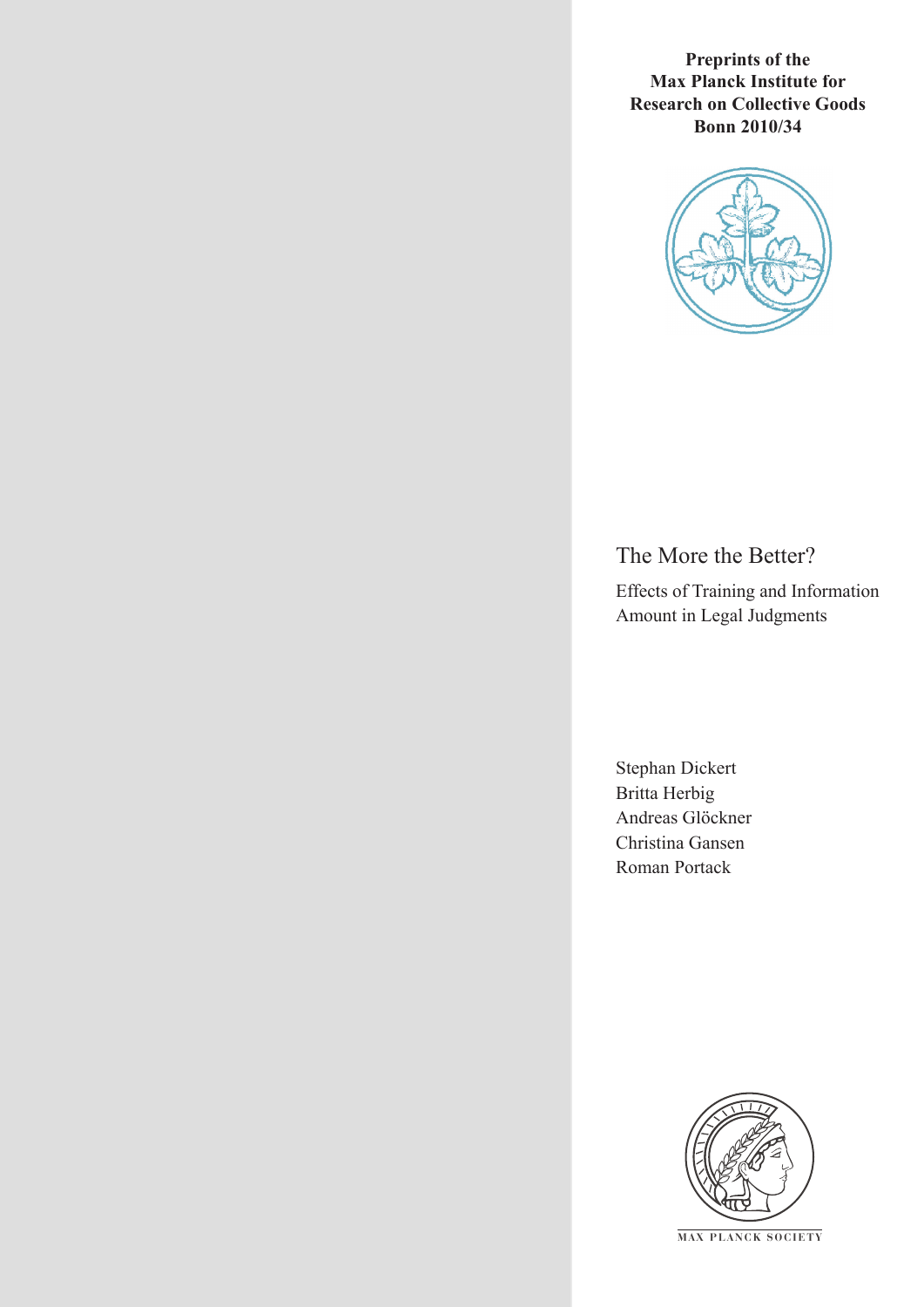**Preprints of the Max Planck Institute for Research on Collective Goods Bonn 2010/34**

# The More the Better?

## Effects of Training and Information Amount in Legal Judgments

Stephan Dickert
Britta Herbig
Andreas Glöckner
Christina Gansen
Roman Portack

MAX PLANCK SOCIETY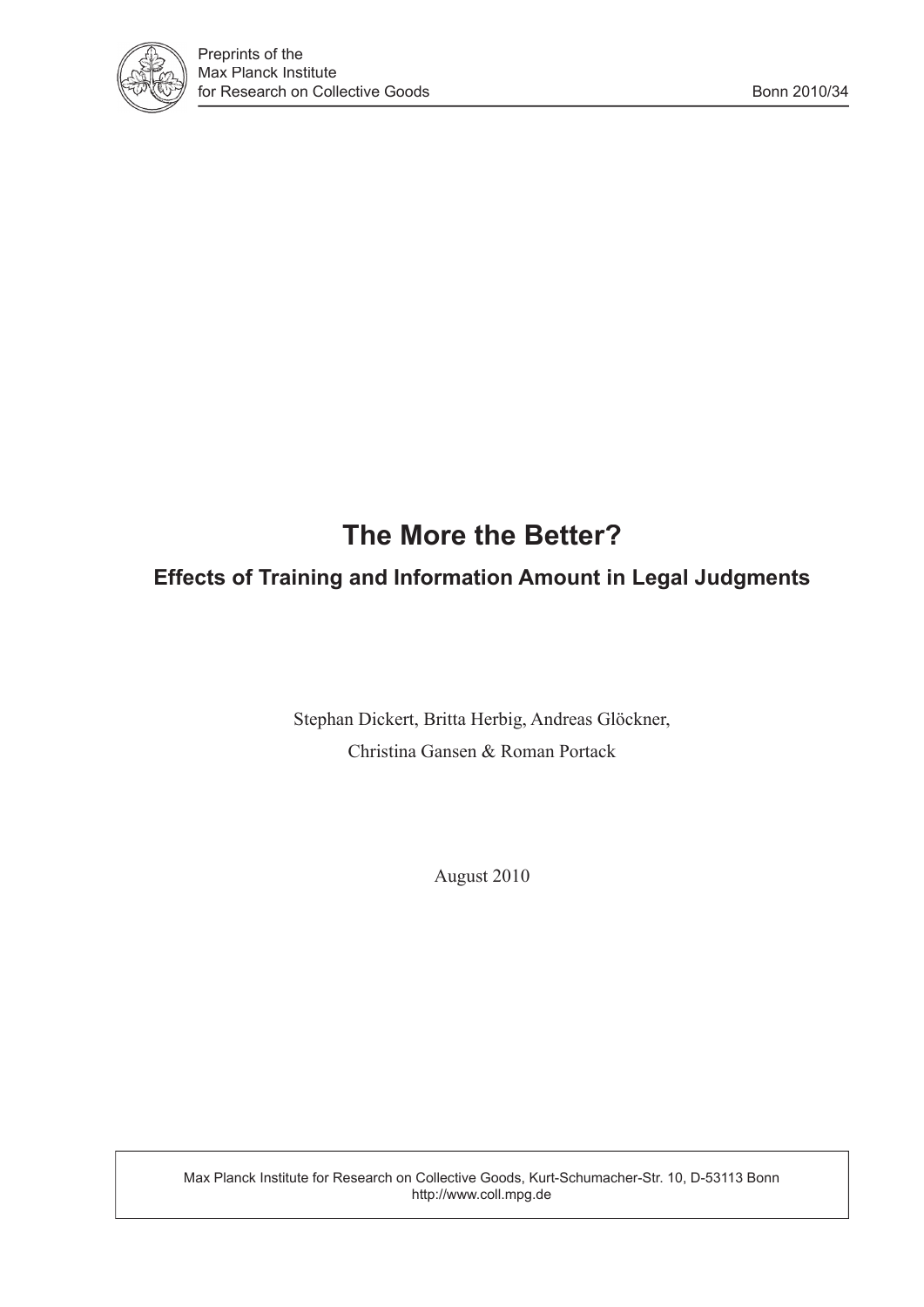# The More the Better?

## Effects of Training and Information Amount in Legal Judgments

Stephan Dickert, Britta Herbig, Andreas Glöckner, Christina Gansen & Roman Portack

August 2010

Max Planck Institute for Research on Collective Goods, Kurt-Schumacher-Str. 10, D-53113 Bonn
http://www.coll.mpg.de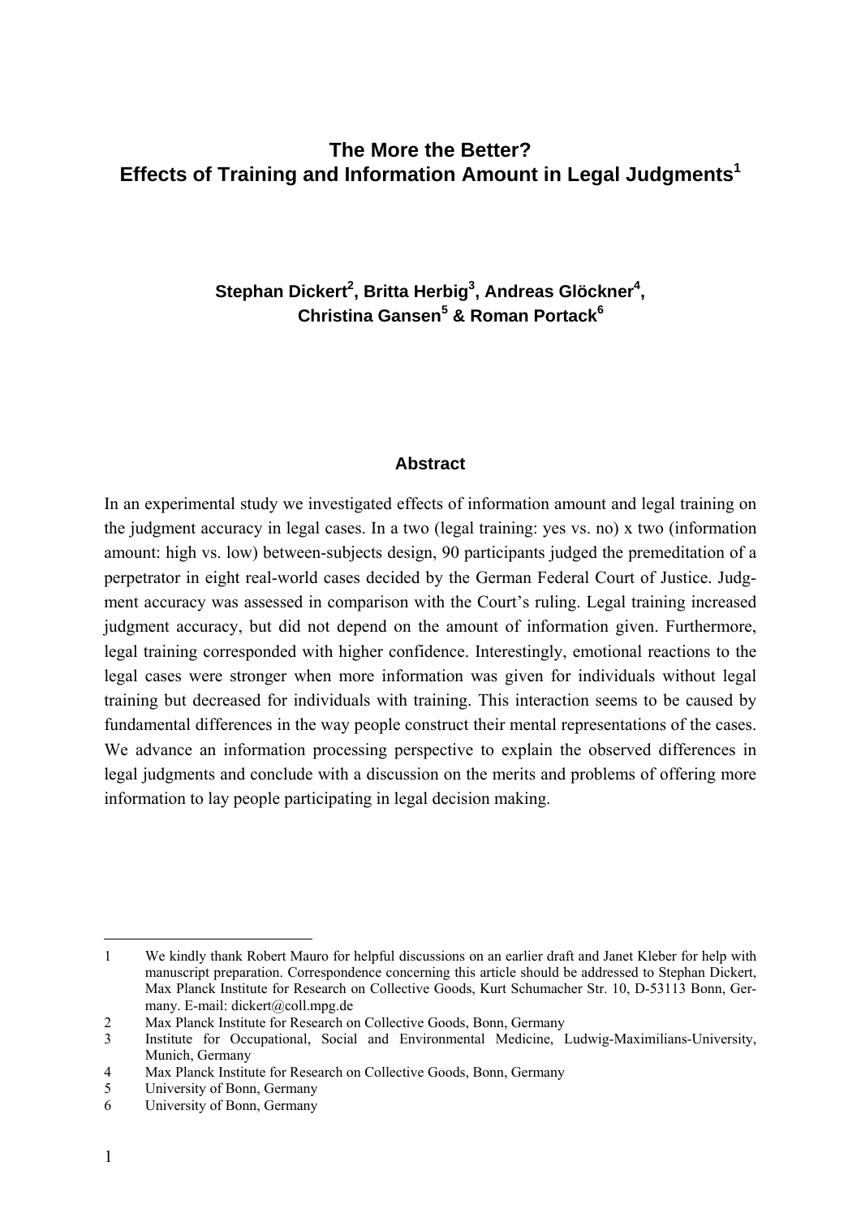# The More the Better?
# Effects of Training and Information Amount in Legal Judgments[1]

**Stephan Dickert[2], Britta Herbig[3], Andreas Glöckner[4], Christina Gansen[5] & Roman Portack[6]**

### Abstract

In an experimental study we investigated effects of information amount and legal training on the judgment accuracy in legal cases. In a two (legal training: yes vs. no) x two (information amount: high vs. low) between-subjects design, 90 participants judged the premeditation of a perpetrator in eight real-world cases decided by the German Federal Court of Justice. Judgment accuracy was assessed in comparison with the Court's ruling. Legal training increased judgment accuracy, but did not depend on the amount of information given. Furthermore, legal training corresponded with higher confidence. Interestingly, emotional reactions to the legal cases were stronger when more information was given for individuals without legal training but decreased for individuals with training. This interaction seems to be caused by fundamental differences in the way people construct their mental representations of the cases. We advance an information processing perspective to explain the observed differences in legal judgments and conclude with a discussion on the merits and problems of offering more information to lay people participating in legal decision making.

---

1 We kindly thank Robert Mauro for helpful discussions on an earlier draft and Janet Kleber for help with manuscript preparation. Correspondence concerning this article should be addressed to Stephan Dickert, Max Planck Institute for Research on Collective Goods, Kurt Schumacher Str. 10, D-53113 Bonn, Germany. E-mail: dickert@coll.mpg.de

2 Max Planck Institute for Research on Collective Goods, Bonn, Germany

3 Institute for Occupational, Social and Environmental Medicine, Ludwig-Maximilians-University, Munich, Germany

4 Max Planck Institute for Research on Collective Goods, Bonn, Germany

5 University of Bonn, Germany

6 University of Bonn, Germany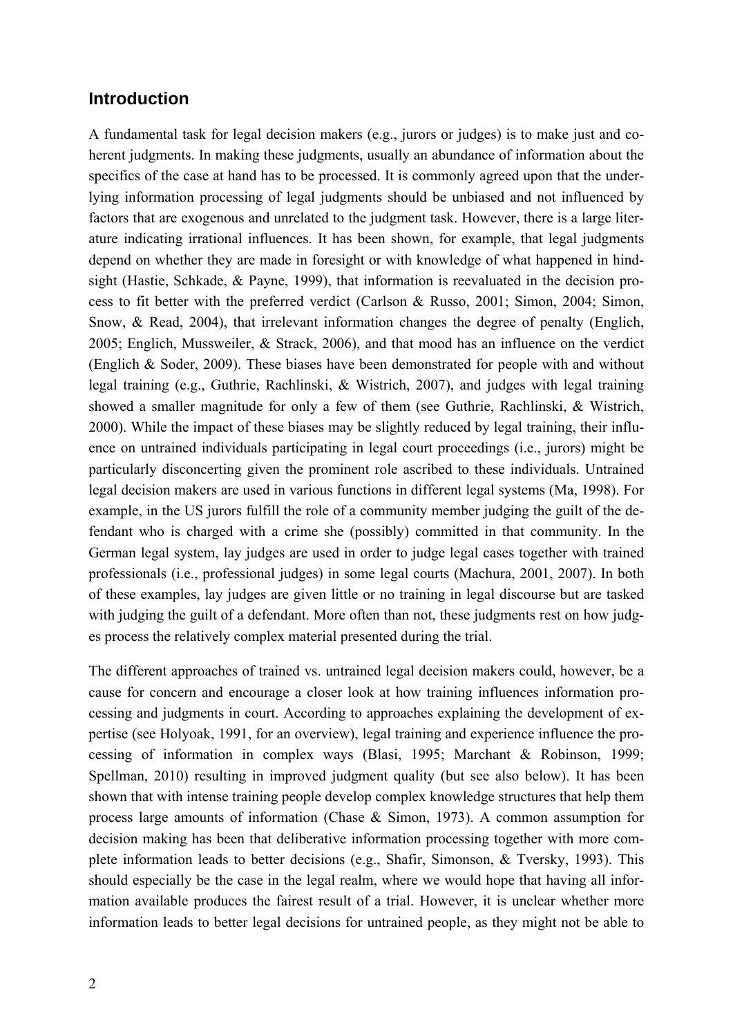## Introduction

A fundamental task for legal decision makers (e.g., jurors or judges) is to make just and coherent judgments. In making these judgments, usually an abundance of information about the specifics of the case at hand has to be processed. It is commonly agreed upon that the underlying information processing of legal judgments should be unbiased and not influenced by factors that are exogenous and unrelated to the judgment task. However, there is a large literature indicating irrational influences. It has been shown, for example, that legal judgments depend on whether they are made in foresight or with knowledge of what happened in hindsight (Hastie, Schkade, & Payne, 1999), that information is reevaluated in the decision process to fit better with the preferred verdict (Carlson & Russo, 2001; Simon, 2004; Simon, Snow, & Read, 2004), that irrelevant information changes the degree of penalty (Englich, 2005; Englich, Mussweiler, & Strack, 2006), and that mood has an influence on the verdict (Englich & Soder, 2009). These biases have been demonstrated for people with and without legal training (e.g., Guthrie, Rachlinski, & Wistrich, 2007), and judges with legal training showed a smaller magnitude for only a few of them (see Guthrie, Rachlinski, & Wistrich, 2000). While the impact of these biases may be slightly reduced by legal training, their influence on untrained individuals participating in legal court proceedings (i.e., jurors) might be particularly disconcerting given the prominent role ascribed to these individuals. Untrained legal decision makers are used in various functions in different legal systems (Ma, 1998). For example, in the US jurors fulfill the role of a community member judging the guilt of the defendant who is charged with a crime she (possibly) committed in that community. In the German legal system, lay judges are used in order to judge legal cases together with trained professionals (i.e., professional judges) in some legal courts (Machura, 2001, 2007). In both of these examples, lay judges are given little or no training in legal discourse but are tasked with judging the guilt of a defendant. More often than not, these judgments rest on how judges process the relatively complex material presented during the trial.

The different approaches of trained vs. untrained legal decision makers could, however, be a cause for concern and encourage a closer look at how training influences information processing and judgments in court. According to approaches explaining the development of expertise (see Holyoak, 1991, for an overview), legal training and experience influence the processing of information in complex ways (Blasi, 1995; Marchant & Robinson, 1999; Spellman, 2010) resulting in improved judgment quality (but see also below). It has been shown that with intense training people develop complex knowledge structures that help them process large amounts of information (Chase & Simon, 1973). A common assumption for decision making has been that deliberative information processing together with more complete information leads to better decisions (e.g., Shafir, Simonson, & Tversky, 1993). This should especially be the case in the legal realm, where we would hope that having all information available produces the fairest result of a trial. However, it is unclear whether more information leads to better legal decisions for untrained people, as they might not be able to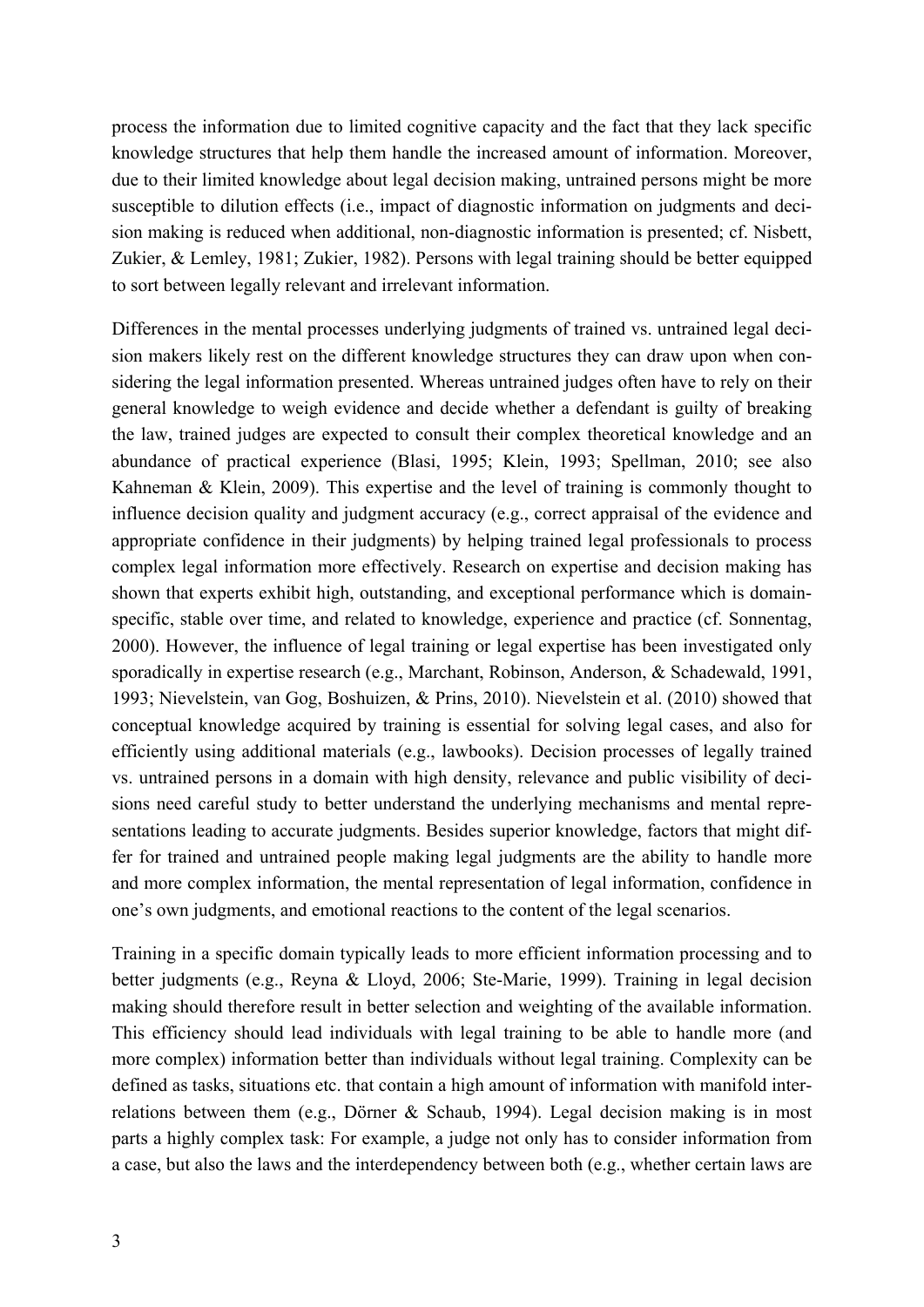process the information due to limited cognitive capacity and the fact that they lack specific knowledge structures that help them handle the increased amount of information. Moreover, due to their limited knowledge about legal decision making, untrained persons might be more susceptible to dilution effects (i.e., impact of diagnostic information on judgments and decision making is reduced when additional, non-diagnostic information is presented; cf. Nisbett, Zukier, & Lemley, 1981; Zukier, 1982). Persons with legal training should be better equipped to sort between legally relevant and irrelevant information.

Differences in the mental processes underlying judgments of trained vs. untrained legal decision makers likely rest on the different knowledge structures they can draw upon when considering the legal information presented. Whereas untrained judges often have to rely on their general knowledge to weigh evidence and decide whether a defendant is guilty of breaking the law, trained judges are expected to consult their complex theoretical knowledge and an abundance of practical experience (Blasi, 1995; Klein, 1993; Spellman, 2010; see also Kahneman & Klein, 2009). This expertise and the level of training is commonly thought to influence decision quality and judgment accuracy (e.g., correct appraisal of the evidence and appropriate confidence in their judgments) by helping trained legal professionals to process complex legal information more effectively. Research on expertise and decision making has shown that experts exhibit high, outstanding, and exceptional performance which is domain-specific, stable over time, and related to knowledge, experience and practice (cf. Sonnentag, 2000). However, the influence of legal training or legal expertise has been investigated only sporadically in expertise research (e.g., Marchant, Robinson, Anderson, & Schadewald, 1991, 1993; Nievelstein, van Gog, Boshuizen, & Prins, 2010). Nievelstein et al. (2010) showed that conceptual knowledge acquired by training is essential for solving legal cases, and also for efficiently using additional materials (e.g., lawbooks). Decision processes of legally trained vs. untrained persons in a domain with high density, relevance and public visibility of decisions need careful study to better understand the underlying mechanisms and mental representations leading to accurate judgments. Besides superior knowledge, factors that might differ for trained and untrained people making legal judgments are the ability to handle more and more complex information, the mental representation of legal information, confidence in one's own judgments, and emotional reactions to the content of the legal scenarios.

Training in a specific domain typically leads to more efficient information processing and to better judgments (e.g., Reyna & Lloyd, 2006; Ste-Marie, 1999). Training in legal decision making should therefore result in better selection and weighting of the available information. This efficiency should lead individuals with legal training to be able to handle more (and more complex) information better than individuals without legal training. Complexity can be defined as tasks, situations etc. that contain a high amount of information with manifold interrelations between them (e.g., Dörner & Schaub, 1994). Legal decision making is in most parts a highly complex task: For example, a judge not only has to consider information from a case, but also the laws and the interdependency between both (e.g., whether certain laws are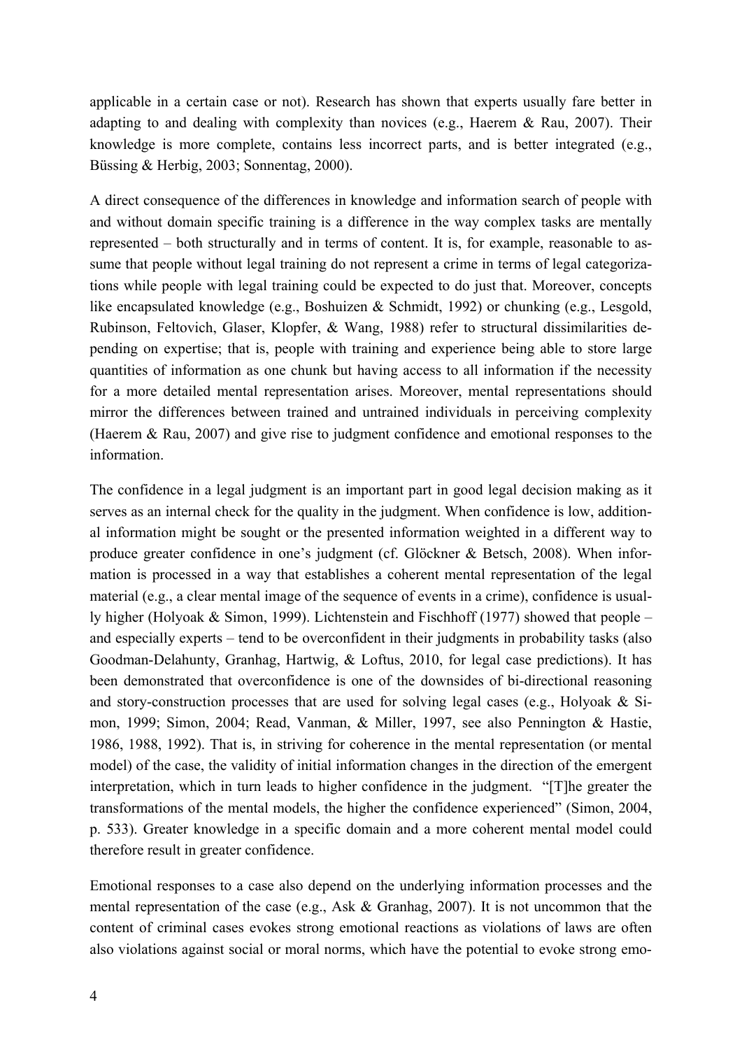applicable in a certain case or not). Research has shown that experts usually fare better in adapting to and dealing with complexity than novices (e.g., Haerem & Rau, 2007). Their knowledge is more complete, contains less incorrect parts, and is better integrated (e.g., Büssing & Herbig, 2003; Sonnentag, 2000).

A direct consequence of the differences in knowledge and information search of people with and without domain specific training is a difference in the way complex tasks are mentally represented – both structurally and in terms of content. It is, for example, reasonable to assume that people without legal training do not represent a crime in terms of legal categorizations while people with legal training could be expected to do just that. Moreover, concepts like encapsulated knowledge (e.g., Boshuizen & Schmidt, 1992) or chunking (e.g., Lesgold, Rubinson, Feltovich, Glaser, Klopfer, & Wang, 1988) refer to structural dissimilarities depending on expertise; that is, people with training and experience being able to store large quantities of information as one chunk but having access to all information if the necessity for a more detailed mental representation arises. Moreover, mental representations should mirror the differences between trained and untrained individuals in perceiving complexity (Haerem & Rau, 2007) and give rise to judgment confidence and emotional responses to the information.

The confidence in a legal judgment is an important part in good legal decision making as it serves as an internal check for the quality in the judgment. When confidence is low, additional information might be sought or the presented information weighted in a different way to produce greater confidence in one's judgment (cf. Glöckner & Betsch, 2008). When information is processed in a way that establishes a coherent mental representation of the legal material (e.g., a clear mental image of the sequence of events in a crime), confidence is usually higher (Holyoak & Simon, 1999). Lichtenstein and Fischhoff (1977) showed that people – and especially experts – tend to be overconfident in their judgments in probability tasks (also Goodman-Delahunty, Granhag, Hartwig, & Loftus, 2010, for legal case predictions). It has been demonstrated that overconfidence is one of the downsides of bi-directional reasoning and story-construction processes that are used for solving legal cases (e.g., Holyoak & Simon, 1999; Simon, 2004; Read, Vanman, & Miller, 1997, see also Pennington & Hastie, 1986, 1988, 1992). That is, in striving for coherence in the mental representation (or mental model) of the case, the validity of initial information changes in the direction of the emergent interpretation, which in turn leads to higher confidence in the judgment. "[T]he greater the transformations of the mental models, the higher the confidence experienced" (Simon, 2004, p. 533). Greater knowledge in a specific domain and a more coherent mental model could therefore result in greater confidence.

Emotional responses to a case also depend on the underlying information processes and the mental representation of the case (e.g., Ask & Granhag, 2007). It is not uncommon that the content of criminal cases evokes strong emotional reactions as violations of laws are often also violations against social or moral norms, which have the potential to evoke strong emo-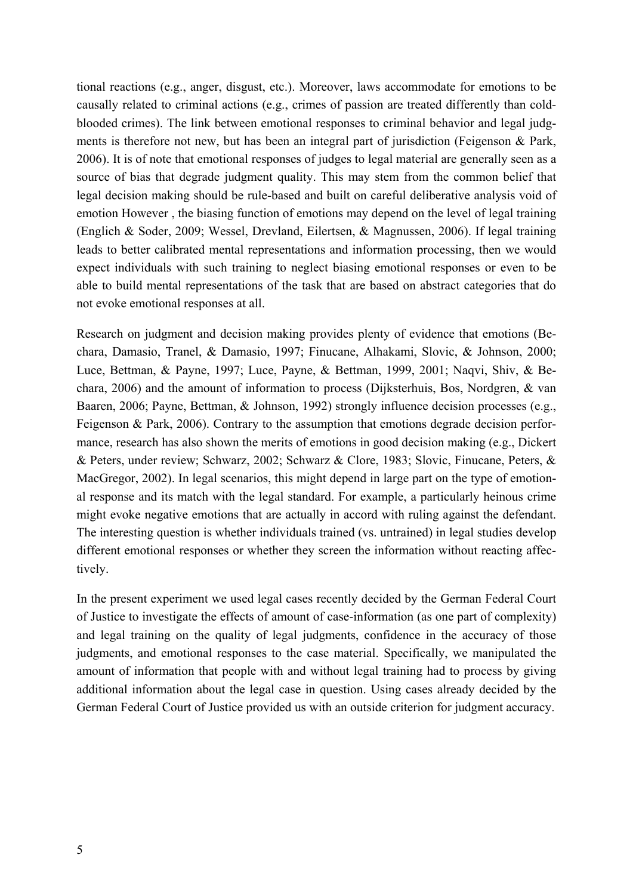tional reactions (e.g., anger, disgust, etc.). Moreover, laws accommodate for emotions to be causally related to criminal actions (e.g., crimes of passion are treated differently than cold-blooded crimes). The link between emotional responses to criminal behavior and legal judgments is therefore not new, but has been an integral part of jurisdiction (Feigenson & Park, 2006). It is of note that emotional responses of judges to legal material are generally seen as a source of bias that degrade judgment quality. This may stem from the common belief that legal decision making should be rule-based and built on careful deliberative analysis void of emotion However , the biasing function of emotions may depend on the level of legal training (Englich & Soder, 2009; Wessel, Drevland, Eilertsen, & Magnussen, 2006). If legal training leads to better calibrated mental representations and information processing, then we would expect individuals with such training to neglect biasing emotional responses or even to be able to build mental representations of the task that are based on abstract categories that do not evoke emotional responses at all.

Research on judgment and decision making provides plenty of evidence that emotions (Bechara, Damasio, Tranel, & Damasio, 1997; Finucane, Alhakami, Slovic, & Johnson, 2000; Luce, Bettman, & Payne, 1997; Luce, Payne, & Bettman, 1999, 2001; Naqvi, Shiv, & Bechara, 2006) and the amount of information to process (Dijksterhuis, Bos, Nordgren, & van Baaren, 2006; Payne, Bettman, & Johnson, 1992) strongly influence decision processes (e.g., Feigenson & Park, 2006). Contrary to the assumption that emotions degrade decision performance, research has also shown the merits of emotions in good decision making (e.g., Dickert & Peters, under review; Schwarz, 2002; Schwarz & Clore, 1983; Slovic, Finucane, Peters, & MacGregor, 2002). In legal scenarios, this might depend in large part on the type of emotional response and its match with the legal standard. For example, a particularly heinous crime might evoke negative emotions that are actually in accord with ruling against the defendant. The interesting question is whether individuals trained (vs. untrained) in legal studies develop different emotional responses or whether they screen the information without reacting affectively.

In the present experiment we used legal cases recently decided by the German Federal Court of Justice to investigate the effects of amount of case-information (as one part of complexity) and legal training on the quality of legal judgments, confidence in the accuracy of those judgments, and emotional responses to the case material. Specifically, we manipulated the amount of information that people with and without legal training had to process by giving additional information about the legal case in question. Using cases already decided by the German Federal Court of Justice provided us with an outside criterion for judgment accuracy.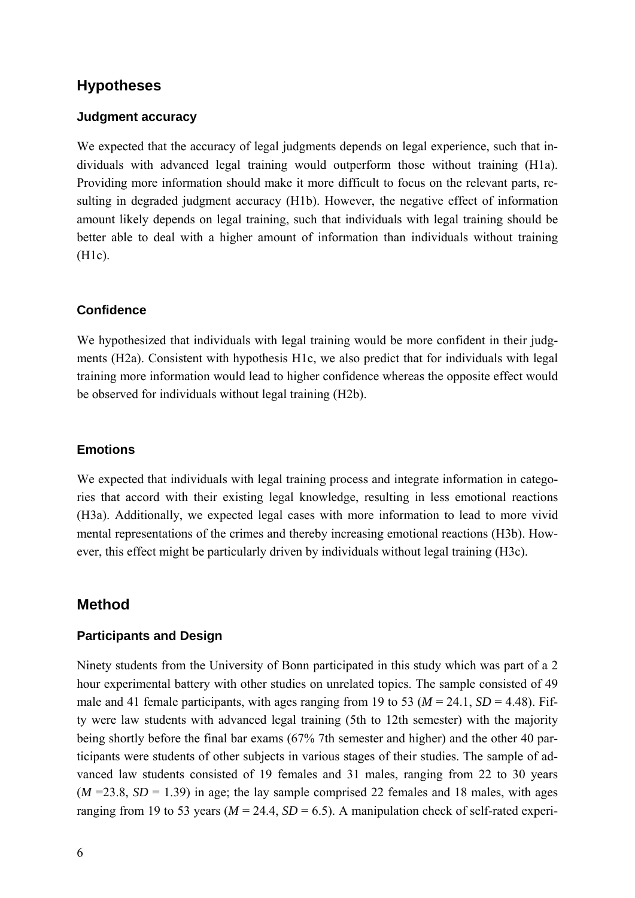## Hypotheses

### Judgment accuracy

We expected that the accuracy of legal judgments depends on legal experience, such that individuals with advanced legal training would outperform those without training (H1a). Providing more information should make it more difficult to focus on the relevant parts, resulting in degraded judgment accuracy (H1b). However, the negative effect of information amount likely depends on legal training, such that individuals with legal training should be better able to deal with a higher amount of information than individuals without training (H1c).

### Confidence

We hypothesized that individuals with legal training would be more confident in their judgments (H2a). Consistent with hypothesis H1c, we also predict that for individuals with legal training more information would lead to higher confidence whereas the opposite effect would be observed for individuals without legal training (H2b).

### Emotions

We expected that individuals with legal training process and integrate information in categories that accord with their existing legal knowledge, resulting in less emotional reactions (H3a). Additionally, we expected legal cases with more information to lead to more vivid mental representations of the crimes and thereby increasing emotional reactions (H3b). However, this effect might be particularly driven by individuals without legal training (H3c).

## Method

### Participants and Design

Ninety students from the University of Bonn participated in this study which was part of a 2 hour experimental battery with other studies on unrelated topics. The sample consisted of 49 male and 41 female participants, with ages ranging from 19 to 53 ($M$ = 24.1, $SD$ = 4.48). Fifty were law students with advanced legal training (5th to 12th semester) with the majority being shortly before the final bar exams (67% 7th semester and higher) and the other 40 participants were students of other subjects in various stages of their studies. The sample of advanced law students consisted of 19 females and 31 males, ranging from 22 to 30 years ($M$ =23.8, $SD$ = 1.39) in age; the lay sample comprised 22 females and 18 males, with ages ranging from 19 to 53 years ($M$ = 24.4, $SD$ = 6.5). A manipulation check of self-rated experi-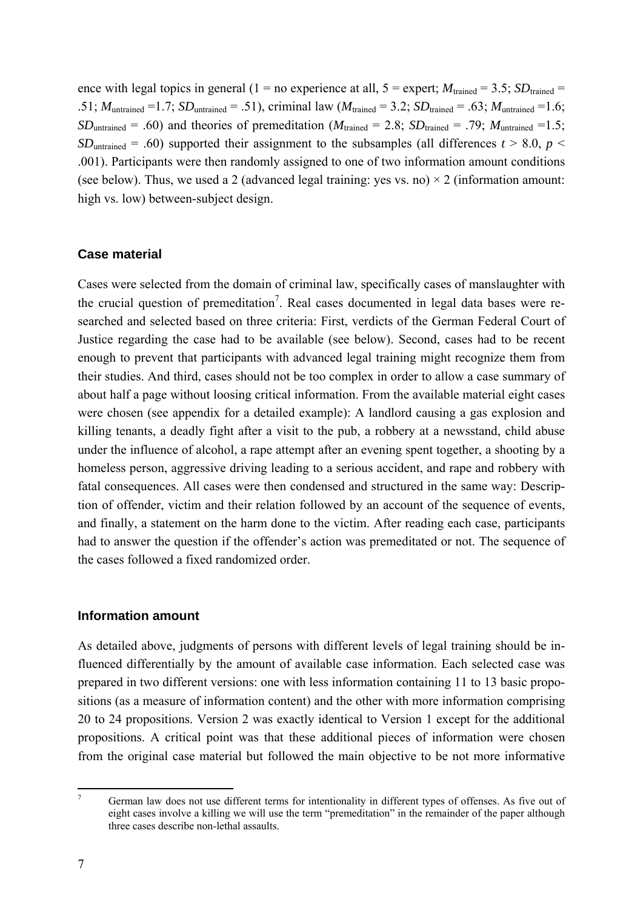ence with legal topics in general (1 = no experience at all, 5 = expert; $M_{\text{trained}} = 3.5$; $SD_{\text{trained}} = .51$; $M_{\text{untrained}} = 1.7$; $SD_{\text{untrained}} = .51$), criminal law ($M_{\text{trained}} = 3.2$; $SD_{\text{trained}} = .63$; $M_{\text{untrained}} = 1.6$; $SD_{\text{untrained}} = .60$) and theories of premeditation ($M_{\text{trained}} = 2.8$; $SD_{\text{trained}} = .79$; $M_{\text{untrained}} = 1.5$; $SD_{\text{untrained}} = .60$) supported their assignment to the subsamples (all differences $t > 8.0$, $p < .001$). Participants were then randomly assigned to one of two information amount conditions (see below). Thus, we used a 2 (advanced legal training: yes vs. no) × 2 (information amount: high vs. low) between-subject design.

### Case material

Cases were selected from the domain of criminal law, specifically cases of manslaughter with the crucial question of premeditation[7]. Real cases documented in legal data bases were researched and selected based on three criteria: First, verdicts of the German Federal Court of Justice regarding the case had to be available (see below). Second, cases had to be recent enough to prevent that participants with advanced legal training might recognize them from their studies. And third, cases should not be too complex in order to allow a case summary of about half a page without loosing critical information. From the available material eight cases were chosen (see appendix for a detailed example): A landlord causing a gas explosion and killing tenants, a deadly fight after a visit to the pub, a robbery at a newsstand, child abuse under the influence of alcohol, a rape attempt after an evening spent together, a shooting by a homeless person, aggressive driving leading to a serious accident, and rape and robbery with fatal consequences. All cases were then condensed and structured in the same way: Description of offender, victim and their relation followed by an account of the sequence of events, and finally, a statement on the harm done to the victim. After reading each case, participants had to answer the question if the offender's action was premeditated or not. The sequence of the cases followed a fixed randomized order.

### Information amount

As detailed above, judgments of persons with different levels of legal training should be influenced differentially by the amount of available case information. Each selected case was prepared in two different versions: one with less information containing 11 to 13 basic propositions (as a measure of information content) and the other with more information comprising 20 to 24 propositions. Version 2 was exactly identical to Version 1 except for the additional propositions. A critical point was that these additional pieces of information were chosen from the original case material but followed the main objective to be not more informative

[7] German law does not use different terms for intentionality in different types of offenses. As five out of eight cases involve a killing we will use the term "premeditation" in the remainder of the paper although three cases describe non-lethal assaults.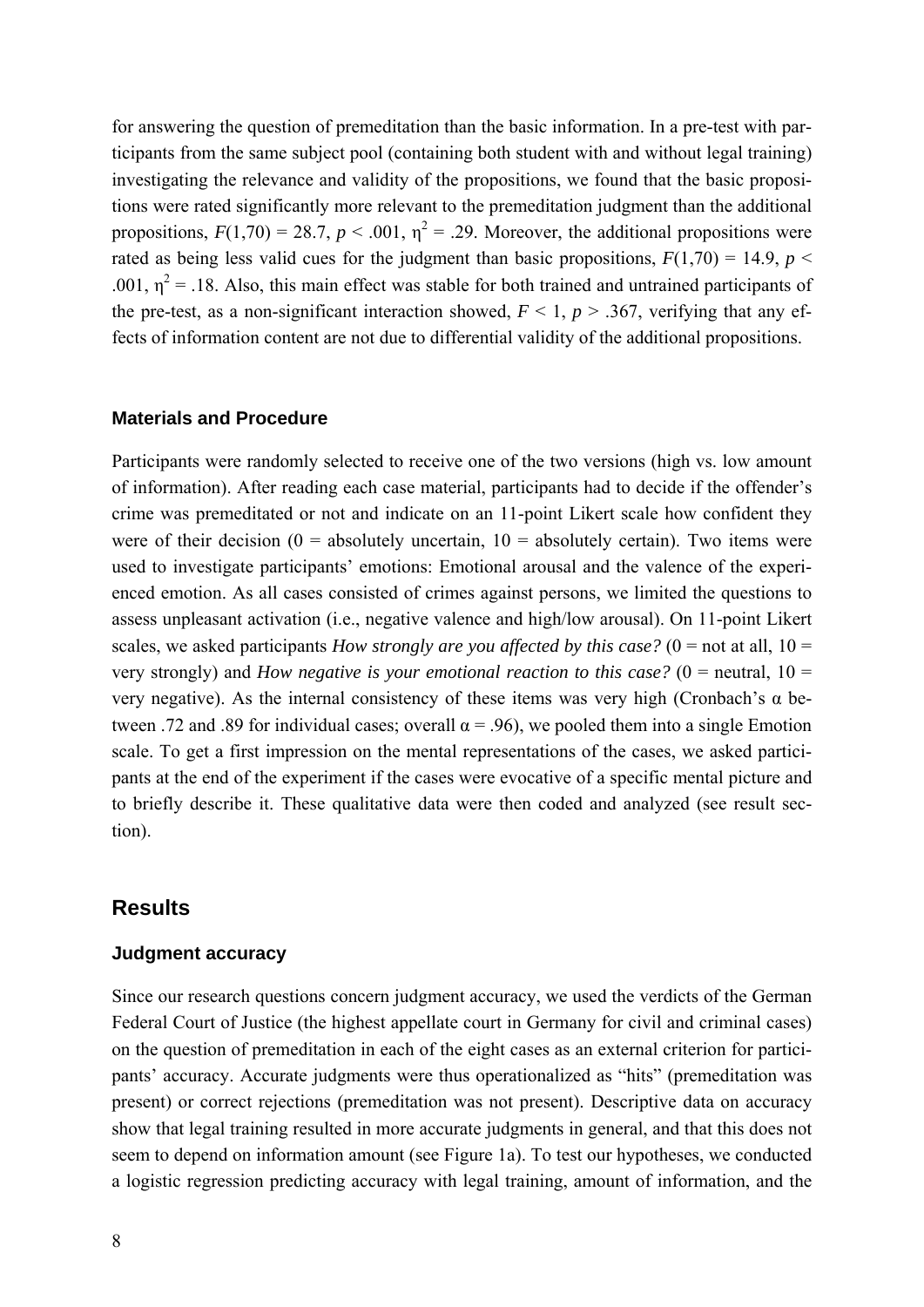for answering the question of premeditation than the basic information. In a pre-test with participants from the same subject pool (containing both student with and without legal training) investigating the relevance and validity of the propositions, we found that the basic propositions were rated significantly more relevant to the premeditation judgment than the additional propositions, $F(1,70) = 28.7$, $p < .001$, $\eta^2 = .29$. Moreover, the additional propositions were rated as being less valid cues for the judgment than basic propositions, $F(1,70) = 14.9$, $p < .001$, $\eta^2 = .18$. Also, this main effect was stable for both trained and untrained participants of the pre-test, as a non-significant interaction showed, $F < 1$, $p > .367$, verifying that any effects of information content are not due to differential validity of the additional propositions.

### Materials and Procedure

Participants were randomly selected to receive one of the two versions (high vs. low amount of information). After reading each case material, participants had to decide if the offender's crime was premeditated or not and indicate on an 11-point Likert scale how confident they were of their decision (0 = absolutely uncertain, 10 = absolutely certain). Two items were used to investigate participants' emotions: Emotional arousal and the valence of the experienced emotion. As all cases consisted of crimes against persons, we limited the questions to assess unpleasant activation (i.e., negative valence and high/low arousal). On 11-point Likert scales, we asked participants *How strongly are you affected by this case?* (0 = not at all, 10 = very strongly) and *How negative is your emotional reaction to this case?* (0 = neutral, 10 = very negative). As the internal consistency of these items was very high (Cronbach's $\alpha$ between .72 and .89 for individual cases; overall $\alpha = .96$), we pooled them into a single Emotion scale. To get a first impression on the mental representations of the cases, we asked participants at the end of the experiment if the cases were evocative of a specific mental picture and to briefly describe it. These qualitative data were then coded and analyzed (see result section).

## Results

### Judgment accuracy

Since our research questions concern judgment accuracy, we used the verdicts of the German Federal Court of Justice (the highest appellate court in Germany for civil and criminal cases) on the question of premeditation in each of the eight cases as an external criterion for participants' accuracy. Accurate judgments were thus operationalized as "hits" (premeditation was present) or correct rejections (premeditation was not present). Descriptive data on accuracy show that legal training resulted in more accurate judgments in general, and that this does not seem to depend on information amount (see Figure 1a). To test our hypotheses, we conducted a logistic regression predicting accuracy with legal training, amount of information, and the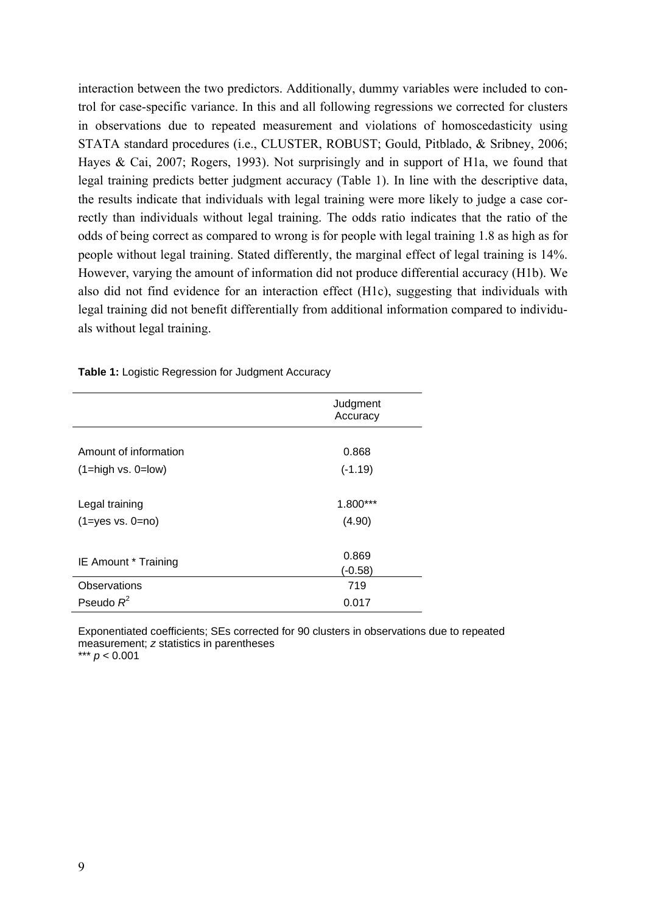interaction between the two predictors. Additionally, dummy variables were included to control for case-specific variance. In this and all following regressions we corrected for clusters in observations due to repeated measurement and violations of homoscedasticity using STATA standard procedures (i.e., CLUSTER, ROBUST; Gould, Pitblado, & Sribney, 2006; Hayes & Cai, 2007; Rogers, 1993). Not surprisingly and in support of H1a, we found that legal training predicts better judgment accuracy (Table 1). In line with the descriptive data, the results indicate that individuals with legal training were more likely to judge a case correctly than individuals without legal training. The odds ratio indicates that the ratio of the odds of being correct as compared to wrong is for people with legal training 1.8 as high as for people without legal training. Stated differently, the marginal effect of legal training is 14%. However, varying the amount of information did not produce differential accuracy (H1b). We also did not find evidence for an interaction effect (H1c), suggesting that individuals with legal training did not benefit differentially from additional information compared to individuals without legal training.

**Table 1:** Logistic Regression for Judgment Accuracy

| | Judgment Accuracy |
|---|---|
| Amount of information | 0.868 |
| (1=high vs. 0=low) | (-1.19) |
| Legal training | 1.800*** |
| (1=yes vs. 0=no) | (4.90) |
| IE Amount * Training | 0.869 |
| | (-0.58) |
| Observations | 719 |
| Pseudo $R^2$ | 0.017 |

Exponentiated coefficients; SEs corrected for 90 clusters in observations due to repeated measurement; *z* statistics in parentheses
*** $p < 0.001$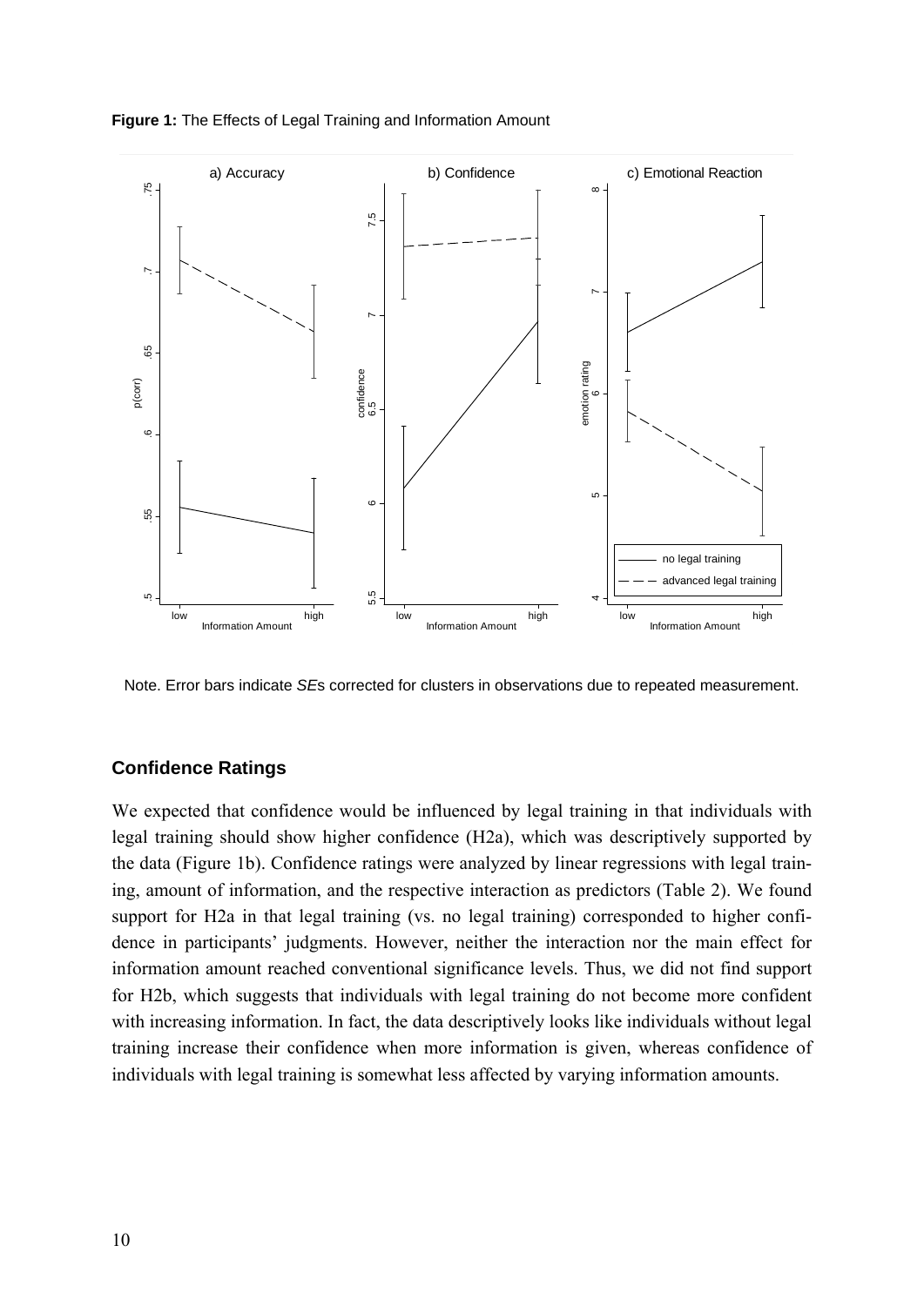**Figure 1:** The Effects of Legal Training and Information Amount

Note. Error bars indicate *SE*s corrected for clusters in observations due to repeated measurement.

### Confidence Ratings

We expected that confidence would be influenced by legal training in that individuals with legal training should show higher confidence (H2a), which was descriptively supported by the data (Figure 1b). Confidence ratings were analyzed by linear regressions with legal training, amount of information, and the respective interaction as predictors (Table 2). We found support for H2a in that legal training (vs. no legal training) corresponded to higher confidence in participants' judgments. However, neither the interaction nor the main effect for information amount reached conventional significance levels. Thus, we did not find support for H2b, which suggests that individuals with legal training do not become more confident with increasing information. In fact, the data descriptively looks like individuals without legal training increase their confidence when more information is given, whereas confidence of individuals with legal training is somewhat less affected by varying information amounts.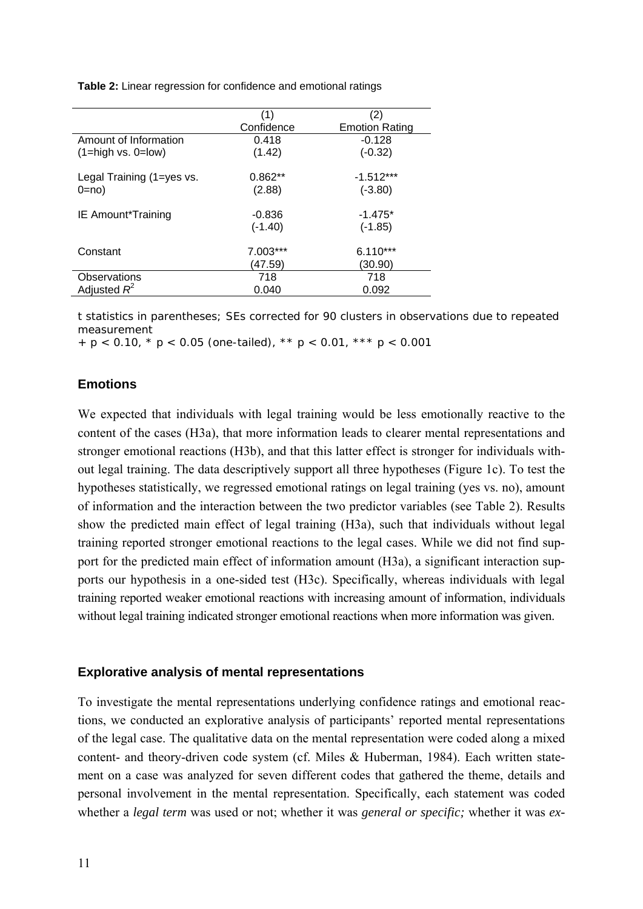**Table 2:** Linear regression for confidence and emotional ratings

| | (1) Confidence | (2) Emotion Rating |
|---|---|---|
| Amount of Information (1=high vs. 0=low) | 0.418 | -0.128 |
| | (1.42) | (-0.32) |
| Legal Training (1=yes vs. 0=no) | 0.862** | -1.512*** |
| | (2.88) | (-3.80) |
| IE Amount*Training | -0.836 | -1.475* |
| | (-1.40) | (-1.85) |
| Constant | 7.003*** | 6.110*** |
| | (47.59) | (30.90) |
| Observations | 718 | 718 |
| Adjusted $R^2$ | 0.040 | 0.092 |

t statistics in parentheses; SEs corrected for 90 clusters in observations due to repeated measurement

+ $p < 0.10$, * $p < 0.05$ (one-tailed), ** $p < 0.01$, *** $p < 0.001$

### Emotions

We expected that individuals with legal training would be less emotionally reactive to the content of the cases (H3a), that more information leads to clearer mental representations and stronger emotional reactions (H3b), and that this latter effect is stronger for individuals without legal training. The data descriptively support all three hypotheses (Figure 1c). To test the hypotheses statistically, we regressed emotional ratings on legal training (yes vs. no), amount of information and the interaction between the two predictor variables (see Table 2). Results show the predicted main effect of legal training (H3a), such that individuals without legal training reported stronger emotional reactions to the legal cases. While we did not find support for the predicted main effect of information amount (H3a), a significant interaction supports our hypothesis in a one-sided test (H3c). Specifically, whereas individuals with legal training reported weaker emotional reactions with increasing amount of information, individuals without legal training indicated stronger emotional reactions when more information was given.

### Explorative analysis of mental representations

To investigate the mental representations underlying confidence ratings and emotional reactions, we conducted an explorative analysis of participants' reported mental representations of the legal case. The qualitative data on the mental representation were coded along a mixed content- and theory-driven code system (cf. Miles & Huberman, 1984). Each written statement on a case was analyzed for seven different codes that gathered the theme, details and personal involvement in the mental representation. Specifically, each statement was coded whether a *legal term* was used or not; whether it was *general or specific;* whether it was *ex-*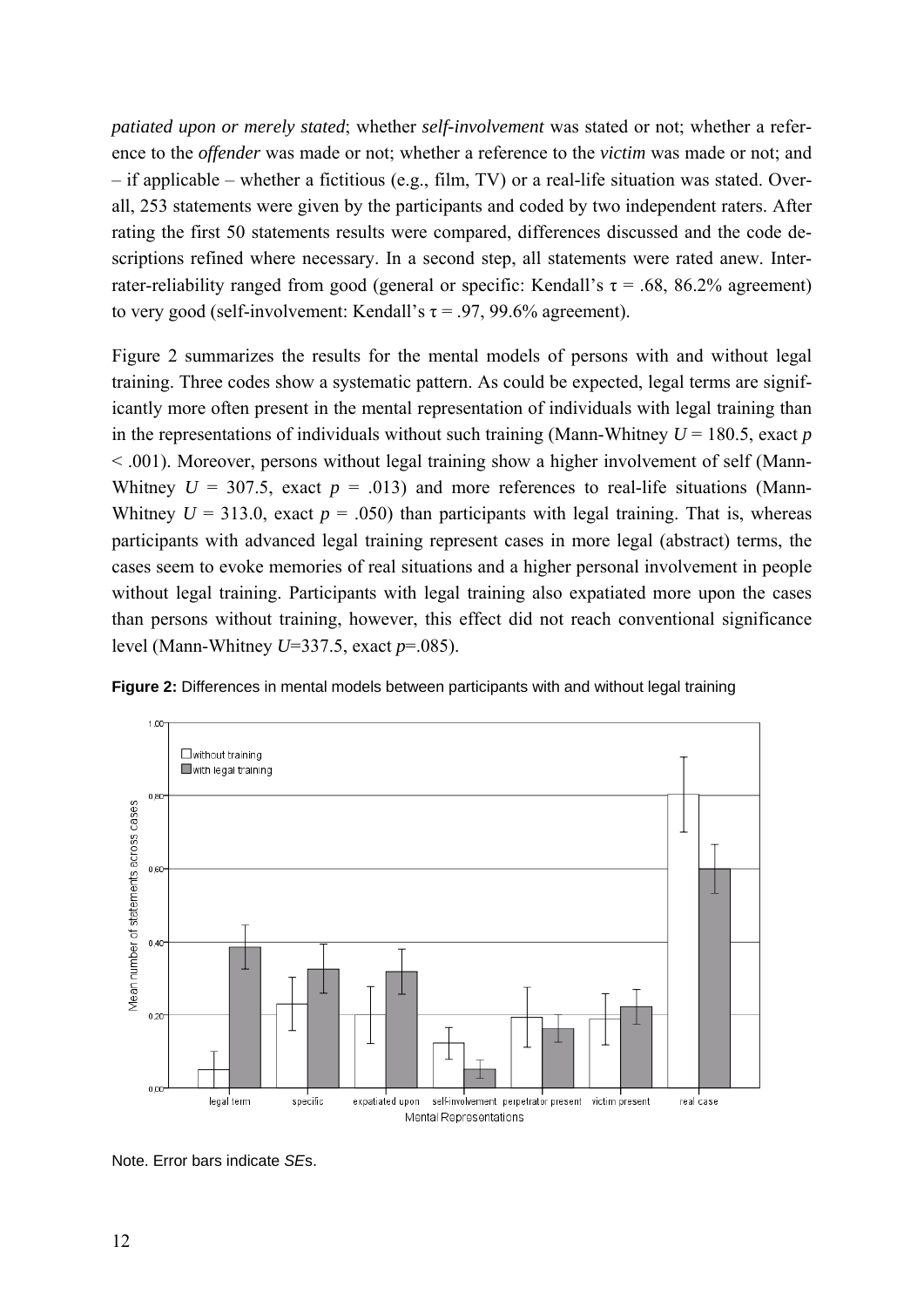*patiated upon or merely stated*; whether *self-involvement* was stated or not; whether a reference to the *offender* was made or not; whether a reference to the *victim* was made or not; and – if applicable – whether a fictitious (e.g., film, TV) or a real-life situation was stated. Overall, 253 statements were given by the participants and coded by two independent raters. After rating the first 50 statements results were compared, differences discussed and the code descriptions refined where necessary. In a second step, all statements were rated anew. Inter-rater-reliability ranged from good (general or specific: Kendall's $\tau = .68$, 86.2% agreement) to very good (self-involvement: Kendall's $\tau = .97$, 99.6% agreement).

Figure 2 summarizes the results for the mental models of persons with and without legal training. Three codes show a systematic pattern. As could be expected, legal terms are significantly more often present in the mental representation of individuals with legal training than in the representations of individuals without such training (Mann-Whitney $U = 180.5$, exact $p < .001$). Moreover, persons without legal training show a higher involvement of self (Mann-Whitney $U = 307.5$, exact $p = .013$) and more references to real-life situations (Mann-Whitney $U = 313.0$, exact $p = .050$) than participants with legal training. That is, whereas participants with advanced legal training represent cases in more legal (abstract) terms, the cases seem to evoke memories of real situations and a higher personal involvement in people without legal training. Participants with legal training also expatiated more upon the cases than persons without training, however, this effect did not reach conventional significance level (Mann-Whitney $U$=337.5, exact $p$=.085).

**Figure 2:** Differences in mental models between participants with and without legal training

Note. Error bars indicate *SE*s.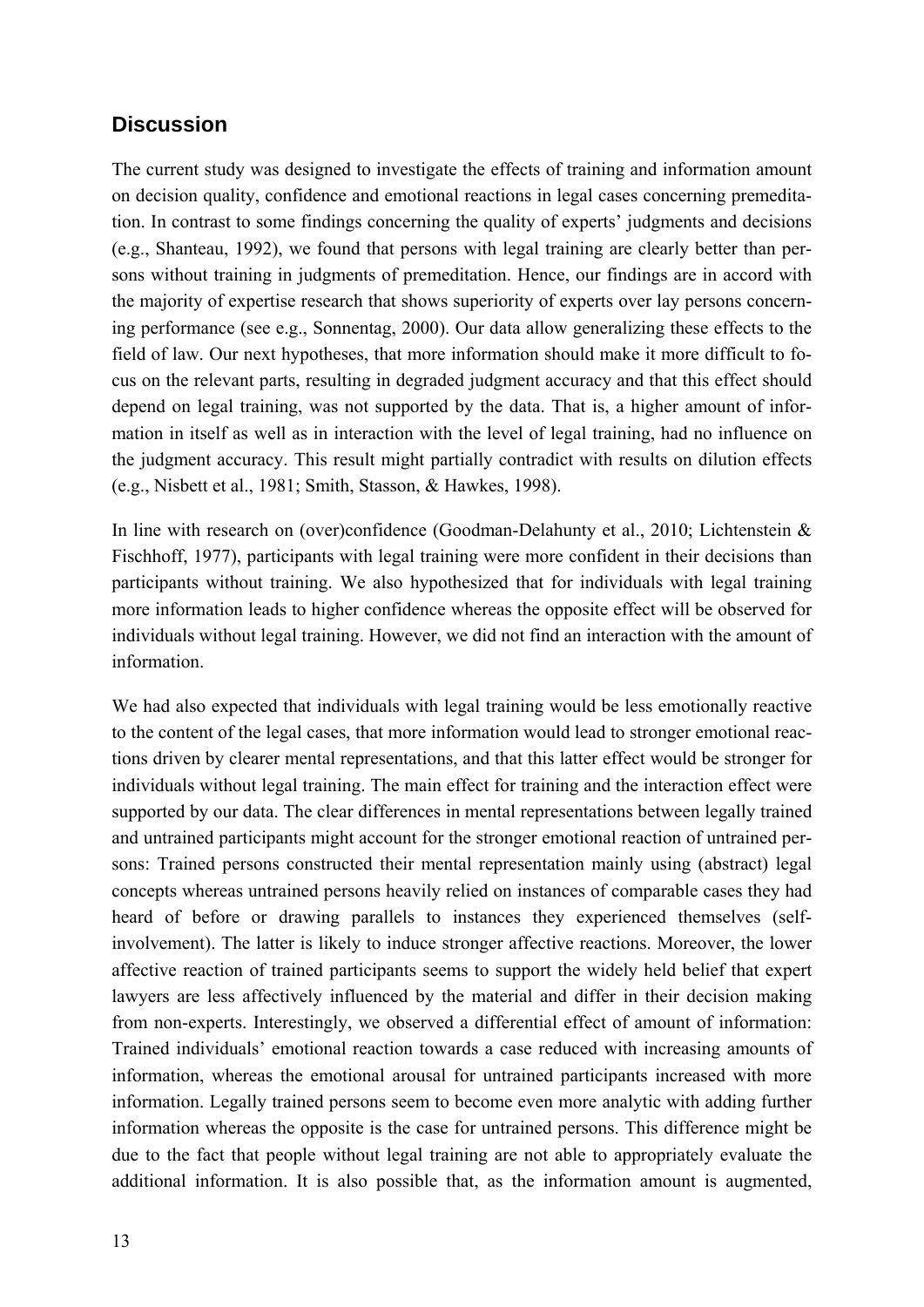## Discussion

The current study was designed to investigate the effects of training and information amount on decision quality, confidence and emotional reactions in legal cases concerning premeditation. In contrast to some findings concerning the quality of experts' judgments and decisions (e.g., Shanteau, 1992), we found that persons with legal training are clearly better than persons without training in judgments of premeditation. Hence, our findings are in accord with the majority of expertise research that shows superiority of experts over lay persons concerning performance (see e.g., Sonnentag, 2000). Our data allow generalizing these effects to the field of law. Our next hypotheses, that more information should make it more difficult to focus on the relevant parts, resulting in degraded judgment accuracy and that this effect should depend on legal training, was not supported by the data. That is, a higher amount of information in itself as well as in interaction with the level of legal training, had no influence on the judgment accuracy. This result might partially contradict with results on dilution effects (e.g., Nisbett et al., 1981; Smith, Stasson, & Hawkes, 1998).

In line with research on (over)confidence (Goodman-Delahunty et al., 2010; Lichtenstein & Fischhoff, 1977), participants with legal training were more confident in their decisions than participants without training. We also hypothesized that for individuals with legal training more information leads to higher confidence whereas the opposite effect will be observed for individuals without legal training. However, we did not find an interaction with the amount of information.

We had also expected that individuals with legal training would be less emotionally reactive to the content of the legal cases, that more information would lead to stronger emotional reactions driven by clearer mental representations, and that this latter effect would be stronger for individuals without legal training. The main effect for training and the interaction effect were supported by our data. The clear differences in mental representations between legally trained and untrained participants might account for the stronger emotional reaction of untrained persons: Trained persons constructed their mental representation mainly using (abstract) legal concepts whereas untrained persons heavily relied on instances of comparable cases they had heard of before or drawing parallels to instances they experienced themselves (self-involvement). The latter is likely to induce stronger affective reactions. Moreover, the lower affective reaction of trained participants seems to support the widely held belief that expert lawyers are less affectively influenced by the material and differ in their decision making from non-experts. Interestingly, we observed a differential effect of amount of information: Trained individuals' emotional reaction towards a case reduced with increasing amounts of information, whereas the emotional arousal for untrained participants increased with more information. Legally trained persons seem to become even more analytic with adding further information whereas the opposite is the case for untrained persons. This difference might be due to the fact that people without legal training are not able to appropriately evaluate the additional information. It is also possible that, as the information amount is augmented,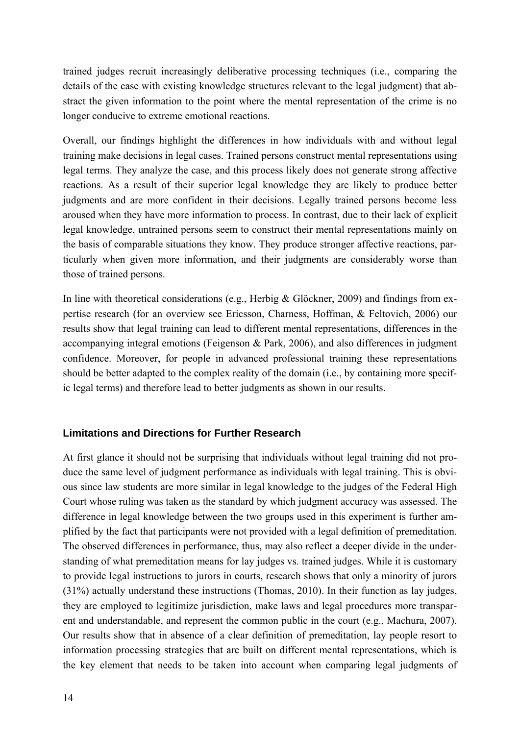trained judges recruit increasingly deliberative processing techniques (i.e., comparing the details of the case with existing knowledge structures relevant to the legal judgment) that abstract the given information to the point where the mental representation of the crime is no longer conducive to extreme emotional reactions.

Overall, our findings highlight the differences in how individuals with and without legal training make decisions in legal cases. Trained persons construct mental representations using legal terms. They analyze the case, and this process likely does not generate strong affective reactions. As a result of their superior legal knowledge they are likely to produce better judgments and are more confident in their decisions. Legally trained persons become less aroused when they have more information to process. In contrast, due to their lack of explicit legal knowledge, untrained persons seem to construct their mental representations mainly on the basis of comparable situations they know. They produce stronger affective reactions, particularly when given more information, and their judgments are considerably worse than those of trained persons.

In line with theoretical considerations (e.g., Herbig & Glöckner, 2009) and findings from expertise research (for an overview see Ericsson, Charness, Hoffman, & Feltovich, 2006) our results show that legal training can lead to different mental representations, differences in the accompanying integral emotions (Feigenson & Park, 2006), and also differences in judgment confidence. Moreover, for people in advanced professional training these representations should be better adapted to the complex reality of the domain (i.e., by containing more specific legal terms) and therefore lead to better judgments as shown in our results.

### Limitations and Directions for Further Research

At first glance it should not be surprising that individuals without legal training did not produce the same level of judgment performance as individuals with legal training. This is obvious since law students are more similar in legal knowledge to the judges of the Federal High Court whose ruling was taken as the standard by which judgment accuracy was assessed. The difference in legal knowledge between the two groups used in this experiment is further amplified by the fact that participants were not provided with a legal definition of premeditation. The observed differences in performance, thus, may also reflect a deeper divide in the understanding of what premeditation means for lay judges vs. trained judges. While it is customary to provide legal instructions to jurors in courts, research shows that only a minority of jurors (31%) actually understand these instructions (Thomas, 2010). In their function as lay judges, they are employed to legitimize jurisdiction, make laws and legal procedures more transparent and understandable, and represent the common public in the court (e.g., Machura, 2007). Our results show that in absence of a clear definition of premeditation, lay people resort to information processing strategies that are built on different mental representations, which is the key element that needs to be taken into account when comparing legal judgments of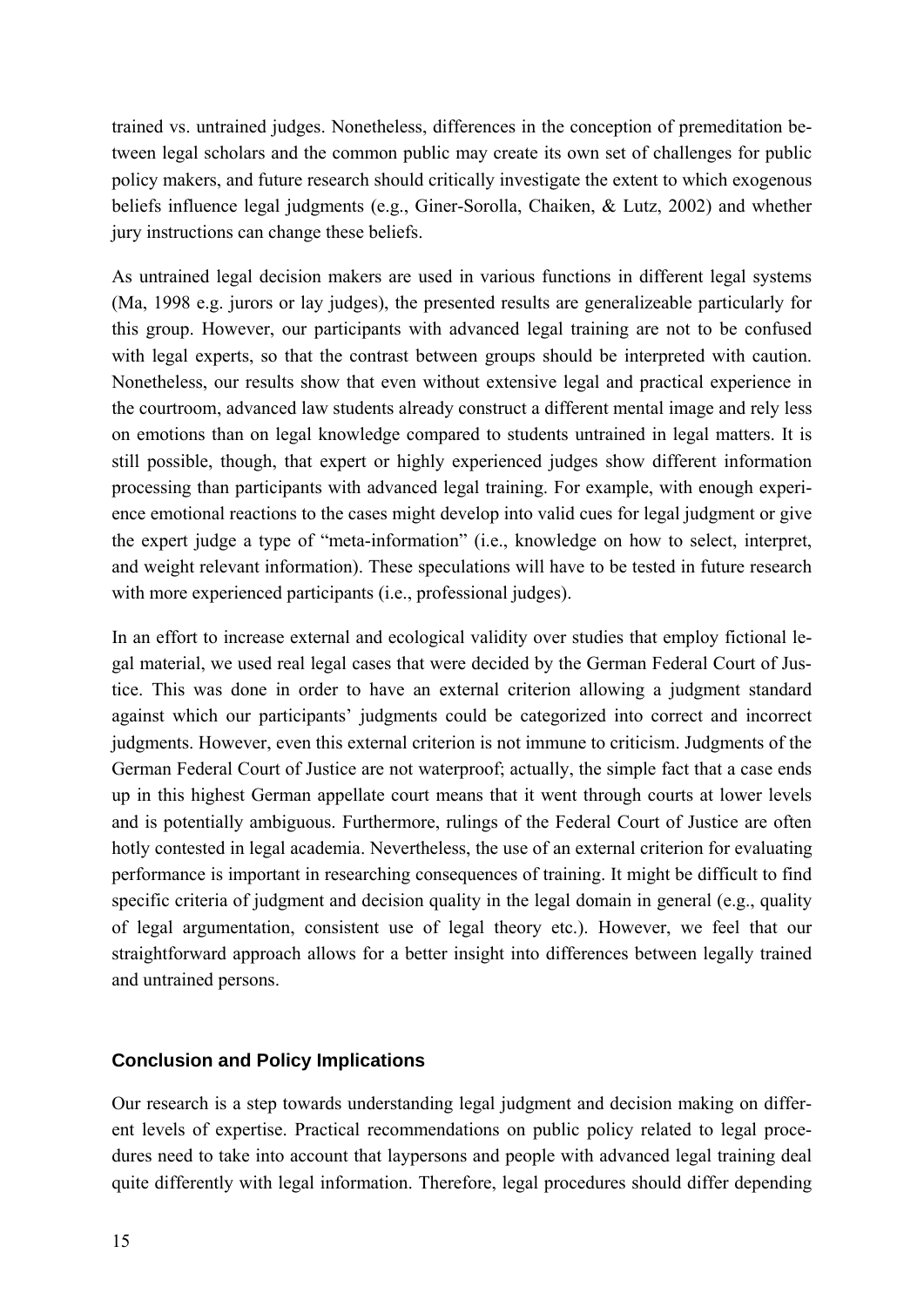trained vs. untrained judges. Nonetheless, differences in the conception of premeditation between legal scholars and the common public may create its own set of challenges for public policy makers, and future research should critically investigate the extent to which exogenous beliefs influence legal judgments (e.g., Giner-Sorolla, Chaiken, & Lutz, 2002) and whether jury instructions can change these beliefs.

As untrained legal decision makers are used in various functions in different legal systems (Ma, 1998 e.g. jurors or lay judges), the presented results are generalizeable particularly for this group. However, our participants with advanced legal training are not to be confused with legal experts, so that the contrast between groups should be interpreted with caution. Nonetheless, our results show that even without extensive legal and practical experience in the courtroom, advanced law students already construct a different mental image and rely less on emotions than on legal knowledge compared to students untrained in legal matters. It is still possible, though, that expert or highly experienced judges show different information processing than participants with advanced legal training. For example, with enough experience emotional reactions to the cases might develop into valid cues for legal judgment or give the expert judge a type of "meta-information" (i.e., knowledge on how to select, interpret, and weight relevant information). These speculations will have to be tested in future research with more experienced participants (i.e., professional judges).

In an effort to increase external and ecological validity over studies that employ fictional legal material, we used real legal cases that were decided by the German Federal Court of Justice. This was done in order to have an external criterion allowing a judgment standard against which our participants' judgments could be categorized into correct and incorrect judgments. However, even this external criterion is not immune to criticism. Judgments of the German Federal Court of Justice are not waterproof; actually, the simple fact that a case ends up in this highest German appellate court means that it went through courts at lower levels and is potentially ambiguous. Furthermore, rulings of the Federal Court of Justice are often hotly contested in legal academia. Nevertheless, the use of an external criterion for evaluating performance is important in researching consequences of training. It might be difficult to find specific criteria of judgment and decision quality in the legal domain in general (e.g., quality of legal argumentation, consistent use of legal theory etc.). However, we feel that our straightforward approach allows for a better insight into differences between legally trained and untrained persons.

## Conclusion and Policy Implications

Our research is a step towards understanding legal judgment and decision making on different levels of expertise. Practical recommendations on public policy related to legal procedures need to take into account that laypersons and people with advanced legal training deal quite differently with legal information. Therefore, legal procedures should differ depending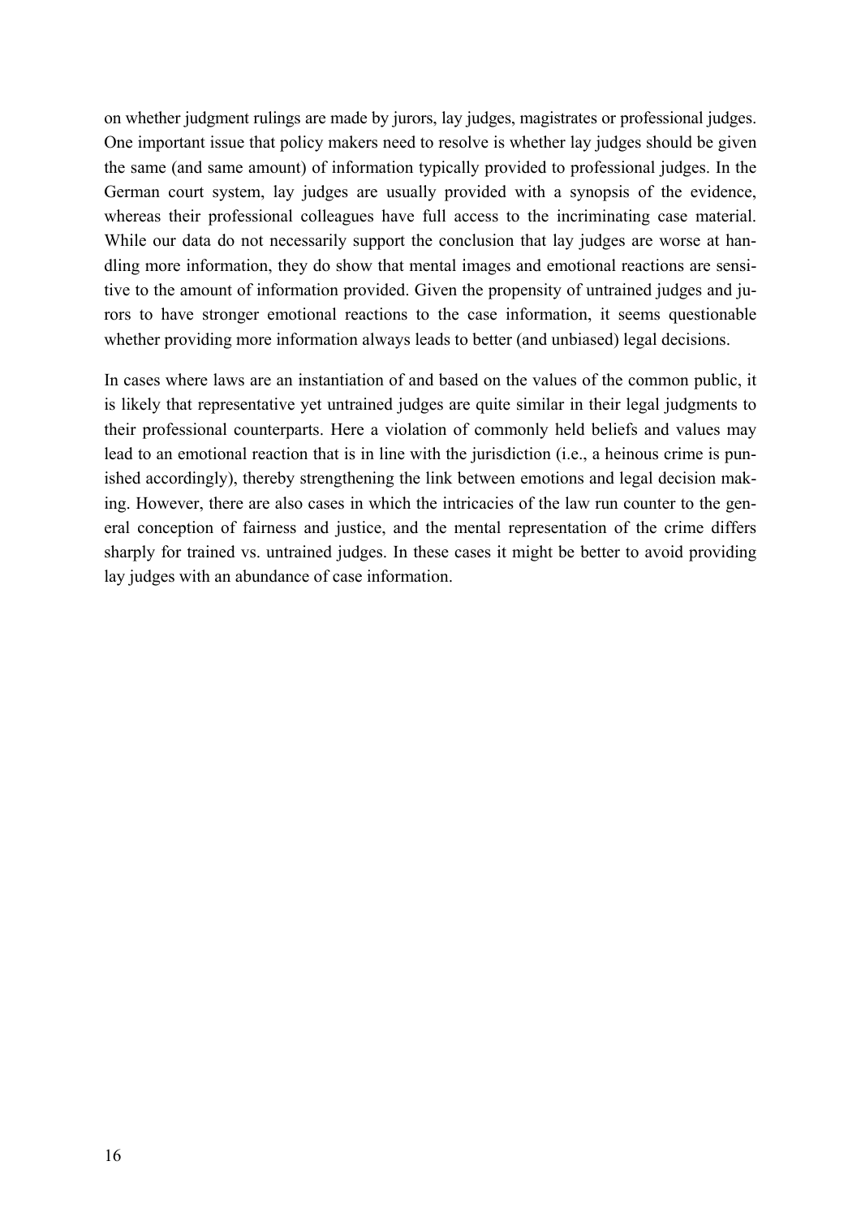on whether judgment rulings are made by jurors, lay judges, magistrates or professional judges. One important issue that policy makers need to resolve is whether lay judges should be given the same (and same amount) of information typically provided to professional judges. In the German court system, lay judges are usually provided with a synopsis of the evidence, whereas their professional colleagues have full access to the incriminating case material. While our data do not necessarily support the conclusion that lay judges are worse at handling more information, they do show that mental images and emotional reactions are sensitive to the amount of information provided. Given the propensity of untrained judges and jurors to have stronger emotional reactions to the case information, it seems questionable whether providing more information always leads to better (and unbiased) legal decisions.

In cases where laws are an instantiation of and based on the values of the common public, it is likely that representative yet untrained judges are quite similar in their legal judgments to their professional counterparts. Here a violation of commonly held beliefs and values may lead to an emotional reaction that is in line with the jurisdiction (i.e., a heinous crime is punished accordingly), thereby strengthening the link between emotions and legal decision making. However, there are also cases in which the intricacies of the law run counter to the general conception of fairness and justice, and the mental representation of the crime differs sharply for trained vs. untrained judges. In these cases it might be better to avoid providing lay judges with an abundance of case information.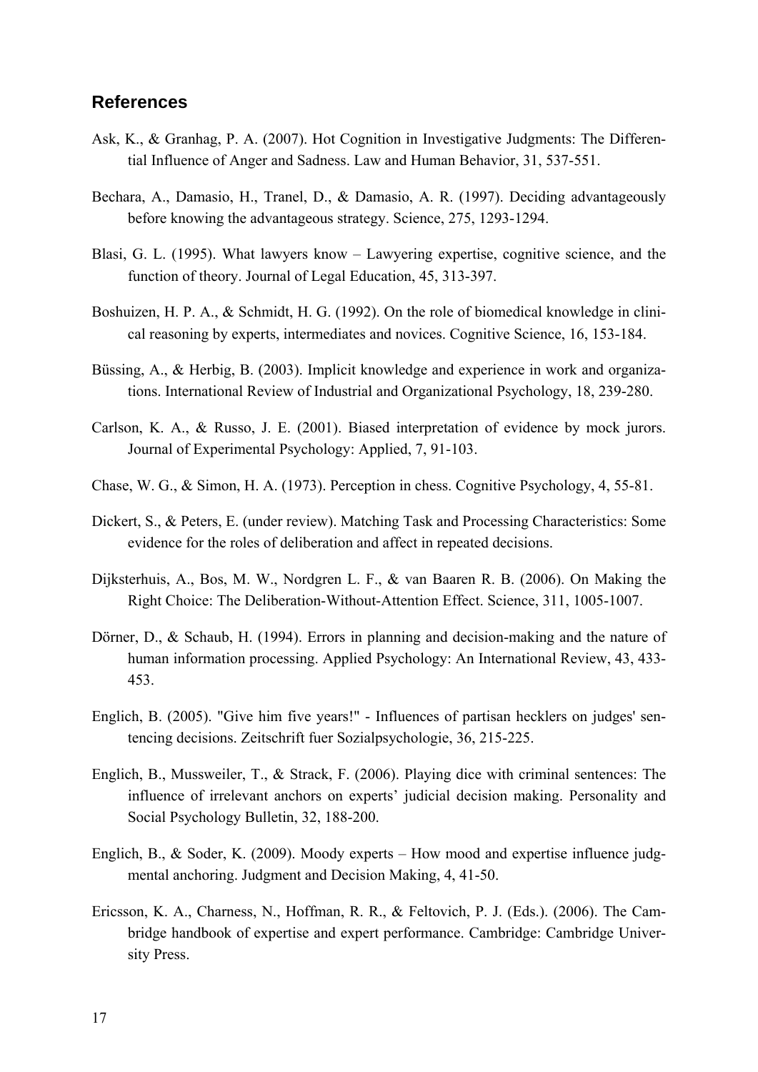## References

Ask, K., & Granhag, P. A. (2007). Hot Cognition in Investigative Judgments: The Differential Influence of Anger and Sadness. Law and Human Behavior, 31, 537-551.

Bechara, A., Damasio, H., Tranel, D., & Damasio, A. R. (1997). Deciding advantageously before knowing the advantageous strategy. Science, 275, 1293-1294.

Blasi, G. L. (1995). What lawyers know – Lawyering expertise, cognitive science, and the function of theory. Journal of Legal Education, 45, 313-397.

Boshuizen, H. P. A., & Schmidt, H. G. (1992). On the role of biomedical knowledge in clinical reasoning by experts, intermediates and novices. Cognitive Science, 16, 153-184.

Büssing, A., & Herbig, B. (2003). Implicit knowledge and experience in work and organizations. International Review of Industrial and Organizational Psychology, 18, 239-280.

Carlson, K. A., & Russo, J. E. (2001). Biased interpretation of evidence by mock jurors. Journal of Experimental Psychology: Applied, 7, 91-103.

Chase, W. G., & Simon, H. A. (1973). Perception in chess. Cognitive Psychology, 4, 55-81.

Dickert, S., & Peters, E. (under review). Matching Task and Processing Characteristics: Some evidence for the roles of deliberation and affect in repeated decisions.

Dijksterhuis, A., Bos, M. W., Nordgren L. F., & van Baaren R. B. (2006). On Making the Right Choice: The Deliberation-Without-Attention Effect. Science, 311, 1005-1007.

Dörner, D., & Schaub, H. (1994). Errors in planning and decision-making and the nature of human information processing. Applied Psychology: An International Review, 43, 433-453.

Englich, B. (2005). "Give him five years!" - Influences of partisan hecklers on judges' sentencing decisions. Zeitschrift fuer Sozialpsychologie, 36, 215-225.

Englich, B., Mussweiler, T., & Strack, F. (2006). Playing dice with criminal sentences: The influence of irrelevant anchors on experts' judicial decision making. Personality and Social Psychology Bulletin, 32, 188-200.

Englich, B., & Soder, K. (2009). Moody experts – How mood and expertise influence judgmental anchoring. Judgment and Decision Making, 4, 41-50.

Ericsson, K. A., Charness, N., Hoffman, R. R., & Feltovich, P. J. (Eds.). (2006). The Cambridge handbook of expertise and expert performance. Cambridge: Cambridge University Press.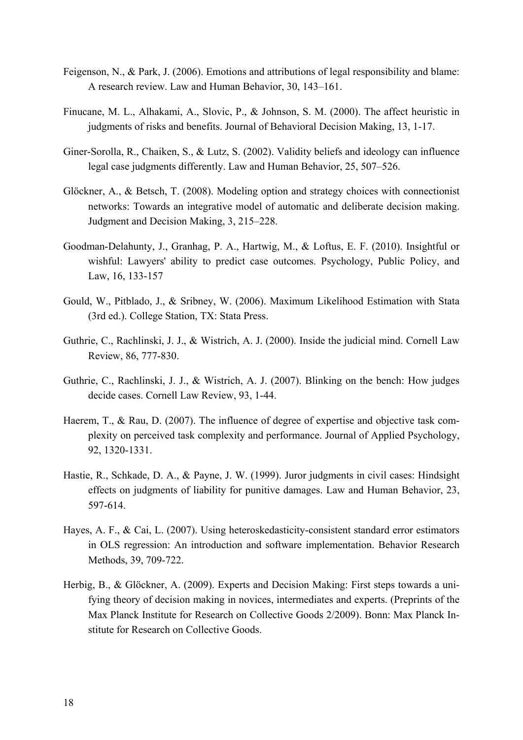Feigenson, N., & Park, J. (2006). Emotions and attributions of legal responsibility and blame: A research review. Law and Human Behavior, 30, 143–161.

Finucane, M. L., Alhakami, A., Slovic, P., & Johnson, S. M. (2000). The affect heuristic in judgments of risks and benefits. Journal of Behavioral Decision Making, 13, 1-17.

Giner-Sorolla, R., Chaiken, S., & Lutz, S. (2002). Validity beliefs and ideology can influence legal case judgments differently. Law and Human Behavior, 25, 507–526.

Glöckner, A., & Betsch, T. (2008). Modeling option and strategy choices with connectionist networks: Towards an integrative model of automatic and deliberate decision making. Judgment and Decision Making, 3, 215–228.

Goodman-Delahunty, J., Granhag, P. A., Hartwig, M., & Loftus, E. F. (2010). Insightful or wishful: Lawyers' ability to predict case outcomes. Psychology, Public Policy, and Law, 16, 133-157

Gould, W., Pitblado, J., & Sribney, W. (2006). Maximum Likelihood Estimation with Stata (3rd ed.). College Station, TX: Stata Press.

Guthrie, C., Rachlinski, J. J., & Wistrich, A. J. (2000). Inside the judicial mind. Cornell Law Review, 86, 777-830.

Guthrie, C., Rachlinski, J. J., & Wistrich, A. J. (2007). Blinking on the bench: How judges decide cases. Cornell Law Review, 93, 1-44.

Haerem, T., & Rau, D. (2007). The influence of degree of expertise and objective task complexity on perceived task complexity and performance. Journal of Applied Psychology, 92, 1320-1331.

Hastie, R., Schkade, D. A., & Payne, J. W. (1999). Juror judgments in civil cases: Hindsight effects on judgments of liability for punitive damages. Law and Human Behavior, 23, 597-614.

Hayes, A. F., & Cai, L. (2007). Using heteroskedasticity-consistent standard error estimators in OLS regression: An introduction and software implementation. Behavior Research Methods, 39, 709-722.

Herbig, B., & Glöckner, A. (2009). Experts and Decision Making: First steps towards a unifying theory of decision making in novices, intermediates and experts. (Preprints of the Max Planck Institute for Research on Collective Goods 2/2009). Bonn: Max Planck Institute for Research on Collective Goods.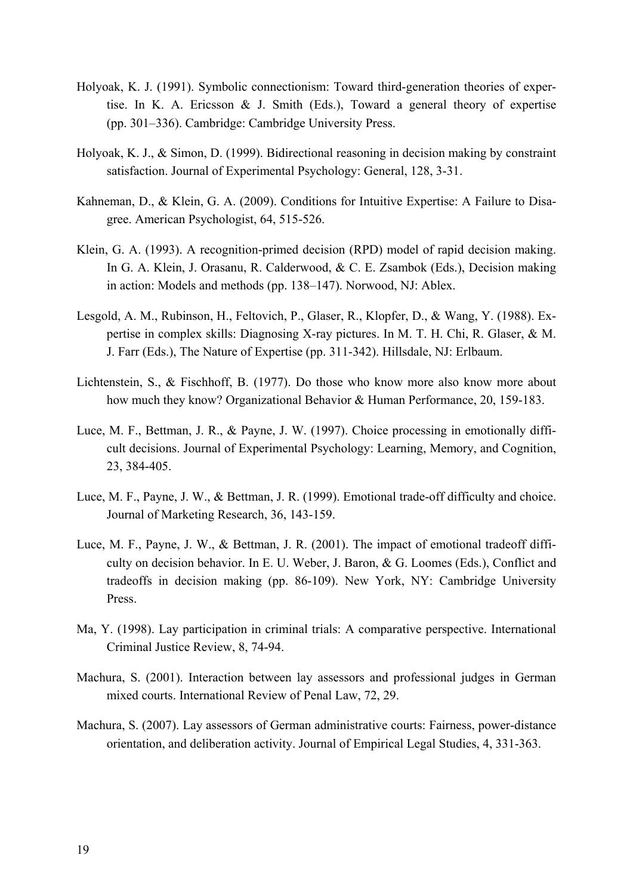Holyoak, K. J. (1991). Symbolic connectionism: Toward third-generation theories of expertise. In K. A. Ericsson & J. Smith (Eds.), Toward a general theory of expertise (pp. 301–336). Cambridge: Cambridge University Press.

Holyoak, K. J., & Simon, D. (1999). Bidirectional reasoning in decision making by constraint satisfaction. Journal of Experimental Psychology: General, 128, 3-31.

Kahneman, D., & Klein, G. A. (2009). Conditions for Intuitive Expertise: A Failure to Disagree. American Psychologist, 64, 515-526.

Klein, G. A. (1993). A recognition-primed decision (RPD) model of rapid decision making. In G. A. Klein, J. Orasanu, R. Calderwood, & C. E. Zsambok (Eds.), Decision making in action: Models and methods (pp. 138–147). Norwood, NJ: Ablex.

Lesgold, A. M., Rubinson, H., Feltovich, P., Glaser, R., Klopfer, D., & Wang, Y. (1988). Expertise in complex skills: Diagnosing X-ray pictures. In M. T. H. Chi, R. Glaser, & M. J. Farr (Eds.), The Nature of Expertise (pp. 311-342). Hillsdale, NJ: Erlbaum.

Lichtenstein, S., & Fischhoff, B. (1977). Do those who know more also know more about how much they know? Organizational Behavior & Human Performance, 20, 159-183.

Luce, M. F., Bettman, J. R., & Payne, J. W. (1997). Choice processing in emotionally difficult decisions. Journal of Experimental Psychology: Learning, Memory, and Cognition, 23, 384-405.

Luce, M. F., Payne, J. W., & Bettman, J. R. (1999). Emotional trade-off difficulty and choice. Journal of Marketing Research, 36, 143-159.

Luce, M. F., Payne, J. W., & Bettman, J. R. (2001). The impact of emotional tradeoff difficulty on decision behavior. In E. U. Weber, J. Baron, & G. Loomes (Eds.), Conflict and tradeoffs in decision making (pp. 86-109). New York, NY: Cambridge University Press.

Ma, Y. (1998). Lay participation in criminal trials: A comparative perspective. International Criminal Justice Review, 8, 74-94.

Machura, S. (2001). Interaction between lay assessors and professional judges in German mixed courts. International Review of Penal Law, 72, 29.

Machura, S. (2007). Lay assessors of German administrative courts: Fairness, power-distance orientation, and deliberation activity. Journal of Empirical Legal Studies, 4, 331-363.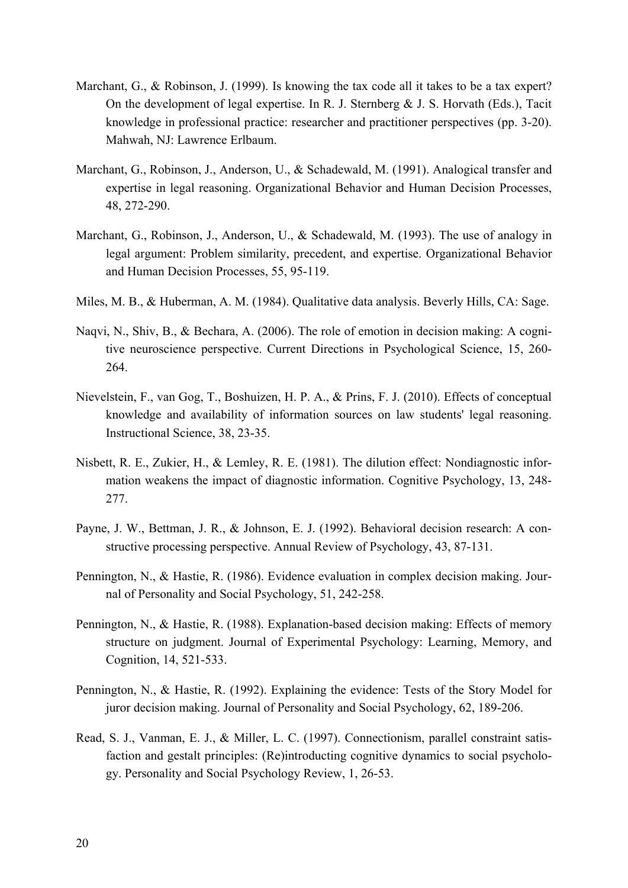Marchant, G., & Robinson, J. (1999). Is knowing the tax code all it takes to be a tax expert? On the development of legal expertise. In R. J. Sternberg & J. S. Horvath (Eds.), Tacit knowledge in professional practice: researcher and practitioner perspectives (pp. 3-20). Mahwah, NJ: Lawrence Erlbaum.

Marchant, G., Robinson, J., Anderson, U., & Schadewald, M. (1991). Analogical transfer and expertise in legal reasoning. Organizational Behavior and Human Decision Processes, 48, 272-290.

Marchant, G., Robinson, J., Anderson, U., & Schadewald, M. (1993). The use of analogy in legal argument: Problem similarity, precedent, and expertise. Organizational Behavior and Human Decision Processes, 55, 95-119.

Miles, M. B., & Huberman, A. M. (1984). Qualitative data analysis. Beverly Hills, CA: Sage.

Naqvi, N., Shiv, B., & Bechara, A. (2006). The role of emotion in decision making: A cognitive neuroscience perspective. Current Directions in Psychological Science, 15, 260-264.

Nievelstein, F., van Gog, T., Boshuizen, H. P. A., & Prins, F. J. (2010). Effects of conceptual knowledge and availability of information sources on law students' legal reasoning. Instructional Science, 38, 23-35.

Nisbett, R. E., Zukier, H., & Lemley, R. E. (1981). The dilution effect: Nondiagnostic information weakens the impact of diagnostic information. Cognitive Psychology, 13, 248-277.

Payne, J. W., Bettman, J. R., & Johnson, E. J. (1992). Behavioral decision research: A constructive processing perspective. Annual Review of Psychology, 43, 87-131.

Pennington, N., & Hastie, R. (1986). Evidence evaluation in complex decision making. Journal of Personality and Social Psychology, 51, 242-258.

Pennington, N., & Hastie, R. (1988). Explanation-based decision making: Effects of memory structure on judgment. Journal of Experimental Psychology: Learning, Memory, and Cognition, 14, 521-533.

Pennington, N., & Hastie, R. (1992). Explaining the evidence: Tests of the Story Model for juror decision making. Journal of Personality and Social Psychology, 62, 189-206.

Read, S. J., Vanman, E. J., & Miller, L. C. (1997). Connectionism, parallel constraint satisfaction and gestalt principles: (Re)introducting cognitive dynamics to social psychology. Personality and Social Psychology Review, 1, 26-53.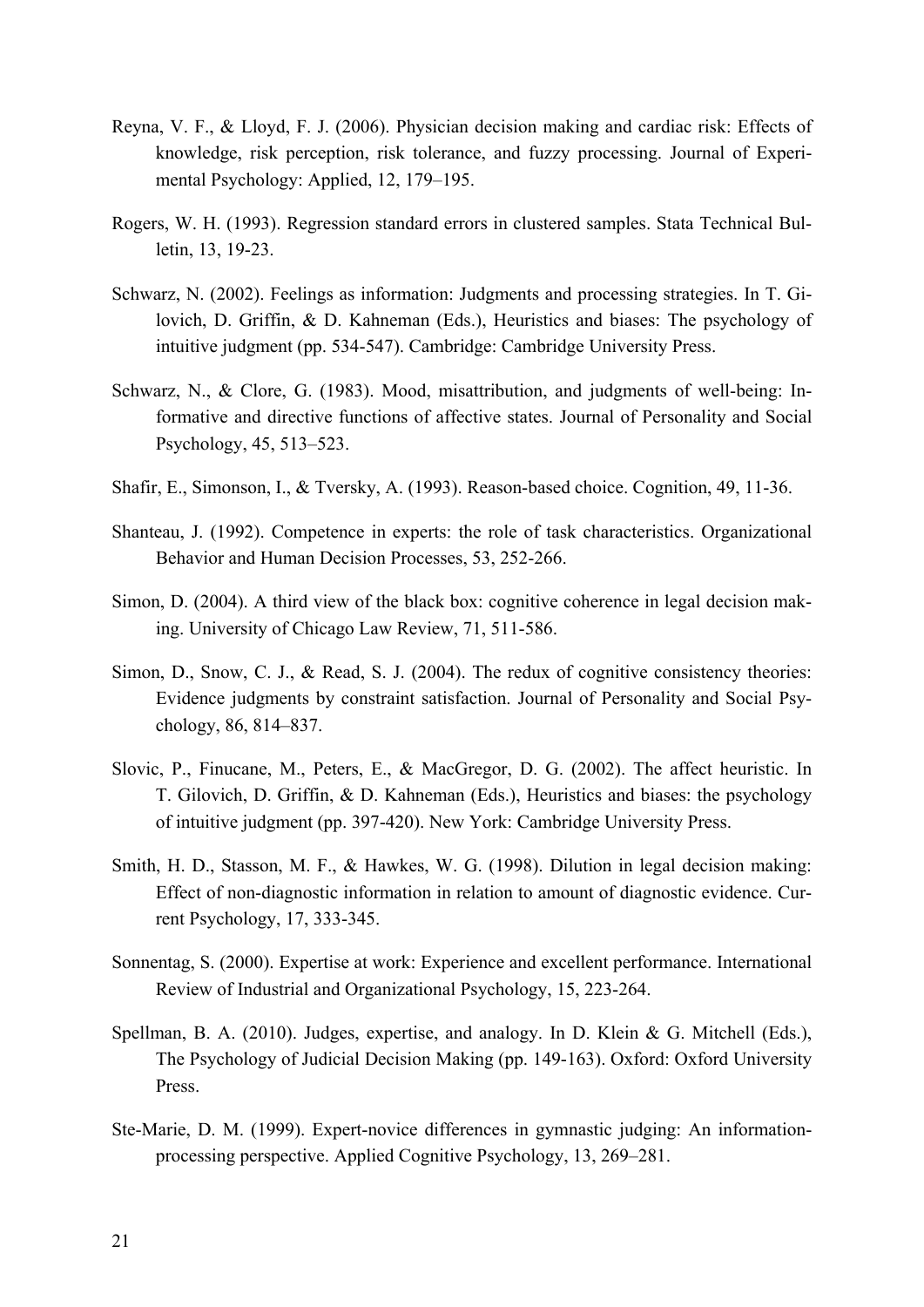Reyna, V. F., & Lloyd, F. J. (2006). Physician decision making and cardiac risk: Effects of knowledge, risk perception, risk tolerance, and fuzzy processing. Journal of Experimental Psychology: Applied, 12, 179–195.

Rogers, W. H. (1993). Regression standard errors in clustered samples. Stata Technical Bulletin, 13, 19-23.

Schwarz, N. (2002). Feelings as information: Judgments and processing strategies. In T. Gilovich, D. Griffin, & D. Kahneman (Eds.), Heuristics and biases: The psychology of intuitive judgment (pp. 534-547). Cambridge: Cambridge University Press.

Schwarz, N., & Clore, G. (1983). Mood, misattribution, and judgments of well-being: Informative and directive functions of affective states. Journal of Personality and Social Psychology, 45, 513–523.

Shafir, E., Simonson, I., & Tversky, A. (1993). Reason-based choice. Cognition, 49, 11-36.

Shanteau, J. (1992). Competence in experts: the role of task characteristics. Organizational Behavior and Human Decision Processes, 53, 252-266.

Simon, D. (2004). A third view of the black box: cognitive coherence in legal decision making. University of Chicago Law Review, 71, 511-586.

Simon, D., Snow, C. J., & Read, S. J. (2004). The redux of cognitive consistency theories: Evidence judgments by constraint satisfaction. Journal of Personality and Social Psychology, 86, 814–837.

Slovic, P., Finucane, M., Peters, E., & MacGregor, D. G. (2002). The affect heuristic. In T. Gilovich, D. Griffin, & D. Kahneman (Eds.), Heuristics and biases: the psychology of intuitive judgment (pp. 397-420). New York: Cambridge University Press.

Smith, H. D., Stasson, M. F., & Hawkes, W. G. (1998). Dilution in legal decision making: Effect of non-diagnostic information in relation to amount of diagnostic evidence. Current Psychology, 17, 333-345.

Sonnentag, S. (2000). Expertise at work: Experience and excellent performance. International Review of Industrial and Organizational Psychology, 15, 223-264.

Spellman, B. A. (2010). Judges, expertise, and analogy. In D. Klein & G. Mitchell (Eds.), The Psychology of Judicial Decision Making (pp. 149-163). Oxford: Oxford University Press.

Ste-Marie, D. M. (1999). Expert-novice differences in gymnastic judging: An information-processing perspective. Applied Cognitive Psychology, 13, 269–281.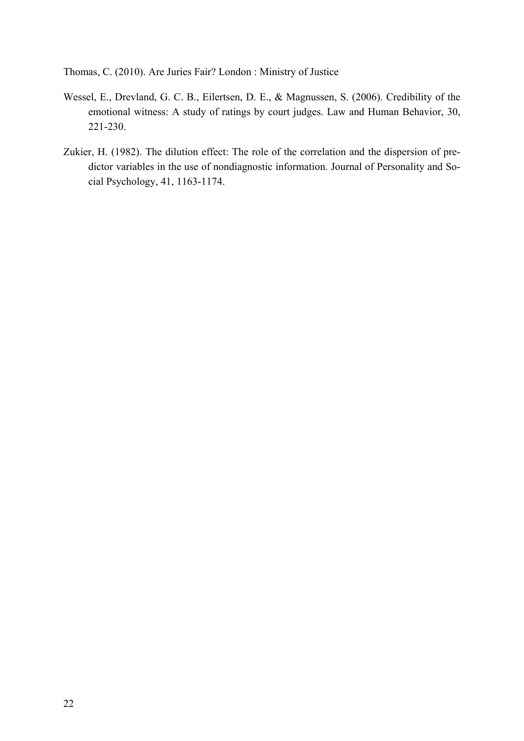Thomas, C. (2010). Are Juries Fair? London : Ministry of Justice

Wessel, E., Drevland, G. C. B., Eilertsen, D. E., & Magnussen, S. (2006). Credibility of the emotional witness: A study of ratings by court judges. Law and Human Behavior, 30, 221-230.

Zukier, H. (1982). The dilution effect: The role of the correlation and the dispersion of predictor variables in the use of nondiagnostic information. Journal of Personality and Social Psychology, 41, 1163-1174.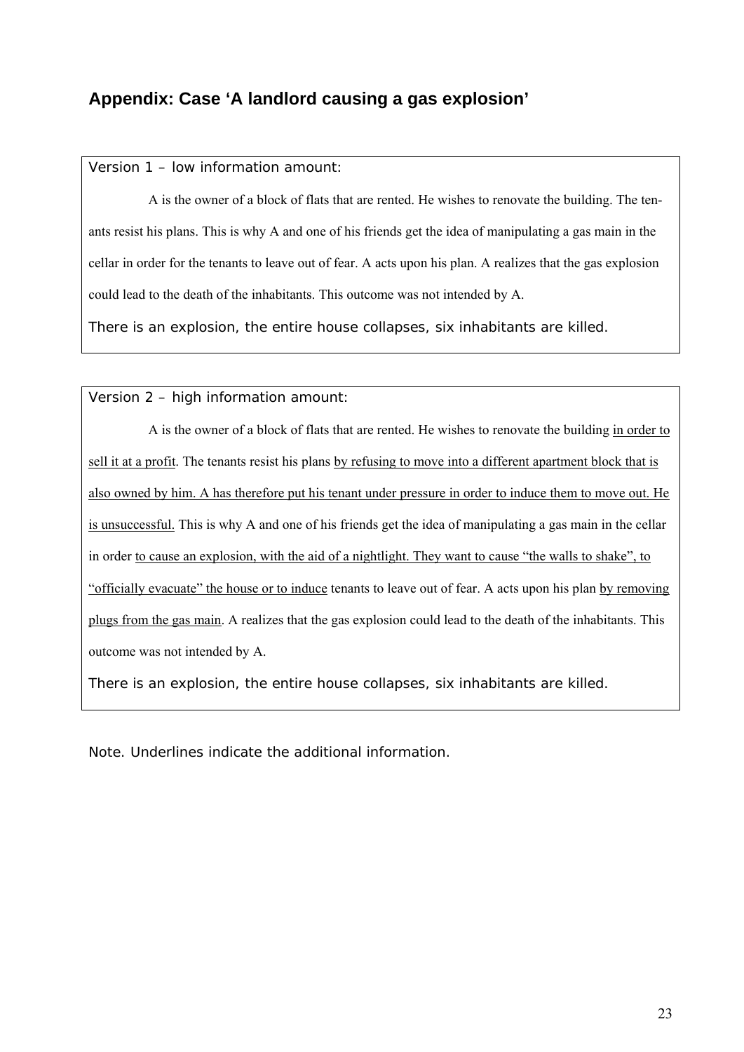## Appendix: Case 'A landlord causing a gas explosion'

Version 1 – low information amount:

A is the owner of a block of flats that are rented. He wishes to renovate the building. The tenants resist his plans. This is why A and one of his friends get the idea of manipulating a gas main in the cellar in order for the tenants to leave out of fear. A acts upon his plan. A realizes that the gas explosion could lead to the death of the inhabitants. This outcome was not intended by A.

There is an explosion, the entire house collapses, six inhabitants are killed.

Version 2 – high information amount:

A is the owner of a block of flats that are rented. He wishes to renovate the building <u>in order to sell it at a profit</u>. The tenants resist his plans <u>by refusing to move into a different apartment block that is also owned by him. A has therefore put his tenant under pressure in order to induce them to move out. He is unsuccessful.</u> This is why A and one of his friends get the idea of manipulating a gas main in the cellar in order <u>to cause an explosion, with the aid of a nightlight. They want to cause "the walls to shake", to "officially evacuate" the house or to induce</u> tenants to leave out of fear. A acts upon his plan <u>by removing plugs from the gas main</u>. A realizes that the gas explosion could lead to the death of the inhabitants. This outcome was not intended by A.

There is an explosion, the entire house collapses, six inhabitants are killed.

Note. Underlines indicate the additional information.